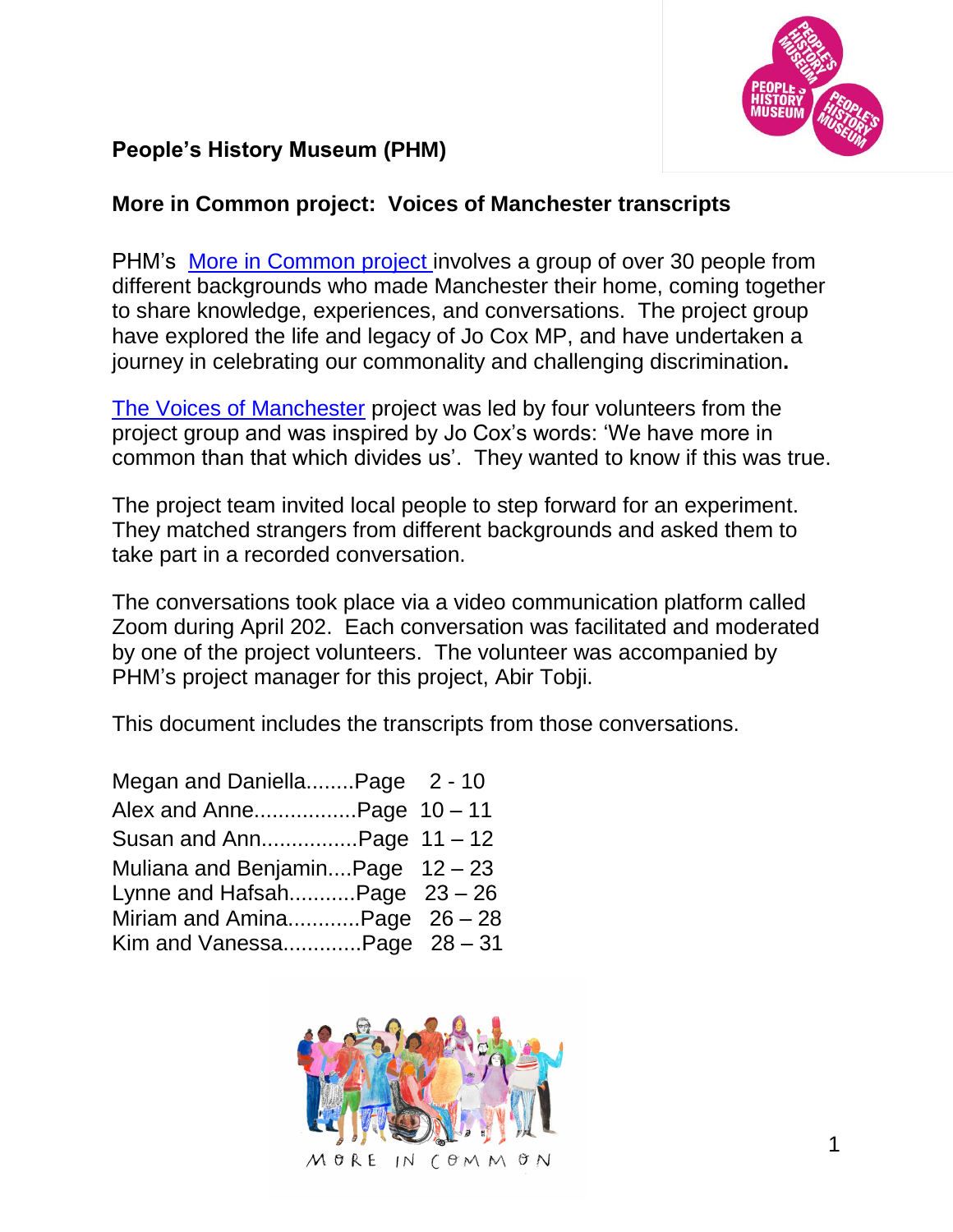**People's History Museum (PHM)**

**More in Common project: Voices of Manchester transcripts**

PHM's More in Common project involves a group of over 30 people from different backgrounds who made Manchester their home, coming together to share knowledge, experiences, and conversations. The project group have explored the life and legacy of Jo Cox MP, and have undertaken a journey in celebrating our commonality and challenging discrimination**.**

The Voices of Manchester project was led by four volunteers from the project group and was inspired by Jo Cox's words: 'We have more in common than that which divides us'. They wanted to know if this was true.

The project team invited local people to step forward for an experiment. They matched strangers from different backgrounds and asked them to take part in a recorded conversation.

The conversations took place via a video communication platform called Zoom during April 202. Each conversation was facilitated and moderated by one of the project volunteers. The volunteer was accompanied by PHM's project manager for this project, Abir Tobji.

This document includes the transcripts from those conversations.

Megan and Daniella........Page 2 - 10
Alex and Anne.................Page 10 – 11
Susan and Ann................Page 11 – 12
Muliana and Benjamin....Page 12 – 23
Lynne and Hafsah...........Page 23 – 26
Miriam and Amina............Page 26 – 28
Kim and Vanessa.............Page 28 – 31

MORE IN COMMON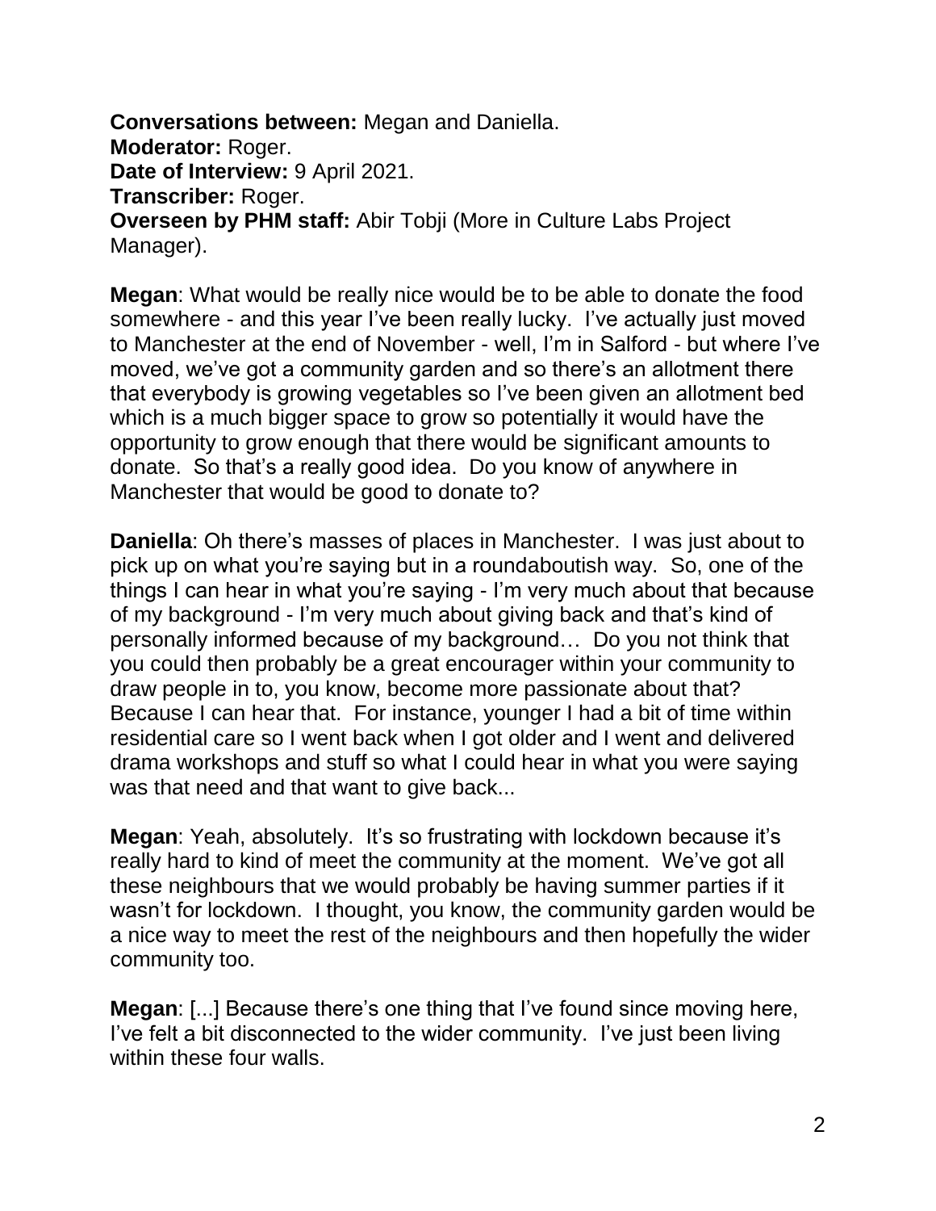**Conversations between:** Megan and Daniella.
**Moderator:** Roger.
**Date of Interview:** 9 April 2021.
**Transcriber:** Roger.
**Overseen by PHM staff:** Abir Tobji (More in Culture Labs Project Manager).

**Megan**: What would be really nice would be to be able to donate the food somewhere - and this year I've been really lucky. I've actually just moved to Manchester at the end of November - well, I'm in Salford - but where I've moved, we've got a community garden and so there's an allotment there that everybody is growing vegetables so I've been given an allotment bed which is a much bigger space to grow so potentially it would have the opportunity to grow enough that there would be significant amounts to donate. So that's a really good idea. Do you know of anywhere in Manchester that would be good to donate to?

**Daniella**: Oh there's masses of places in Manchester. I was just about to pick up on what you're saying but in a roundaboutish way. So, one of the things I can hear in what you're saying - I'm very much about that because of my background - I'm very much about giving back and that's kind of personally informed because of my background… Do you not think that you could then probably be a great encourager within your community to draw people in to, you know, become more passionate about that? Because I can hear that. For instance, younger I had a bit of time within residential care so I went back when I got older and I went and delivered drama workshops and stuff so what I could hear in what you were saying was that need and that want to give back...

**Megan**: Yeah, absolutely. It's so frustrating with lockdown because it's really hard to kind of meet the community at the moment. We've got all these neighbours that we would probably be having summer parties if it wasn't for lockdown. I thought, you know, the community garden would be a nice way to meet the rest of the neighbours and then hopefully the wider community too.

**Megan**: [...] Because there's one thing that I've found since moving here, I've felt a bit disconnected to the wider community. I've just been living within these four walls.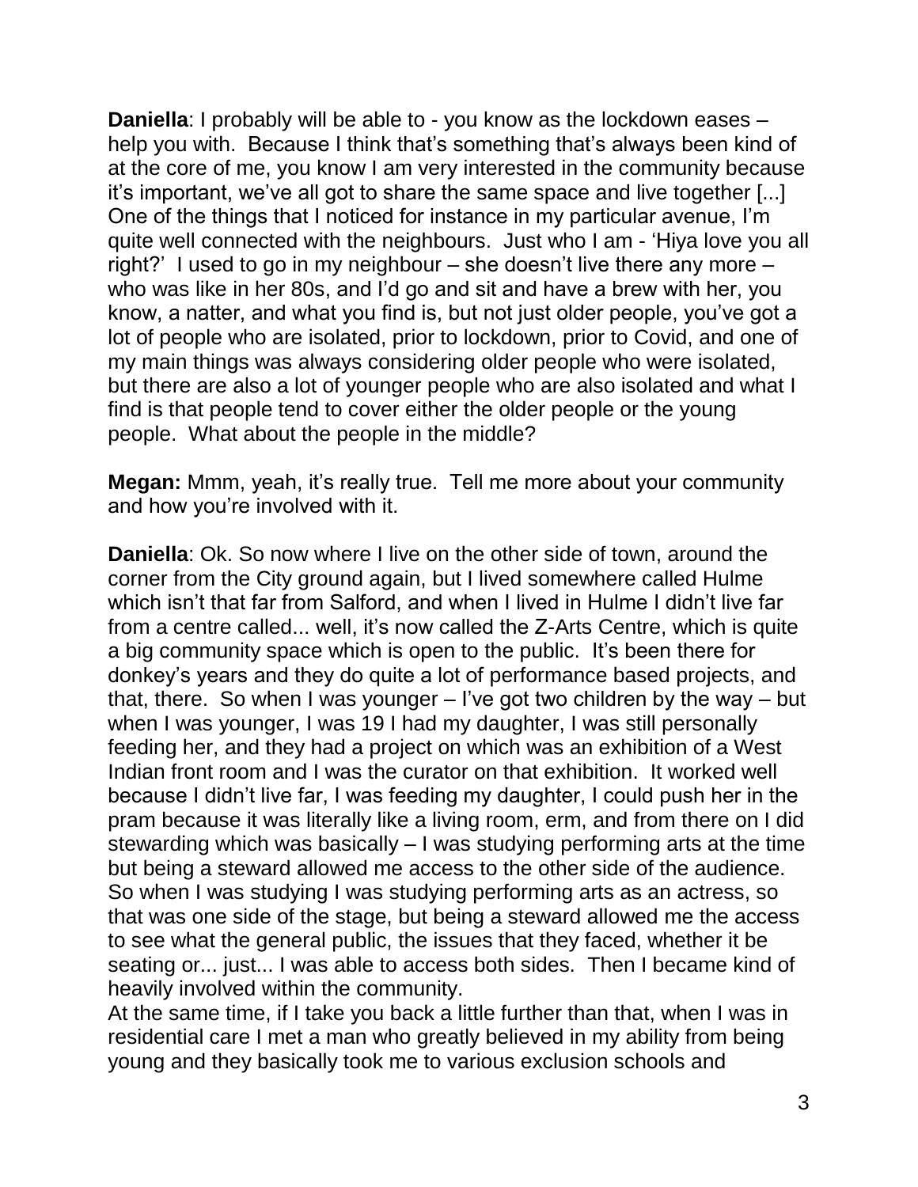**Daniella**: I probably will be able to - you know as the lockdown eases – help you with. Because I think that's something that's always been kind of at the core of me, you know I am very interested in the community because it's important, we've all got to share the same space and live together [...] One of the things that I noticed for instance in my particular avenue, I'm quite well connected with the neighbours. Just who I am - 'Hiya love you all right?' I used to go in my neighbour – she doesn't live there any more – who was like in her 80s, and I'd go and sit and have a brew with her, you know, a natter, and what you find is, but not just older people, you've got a lot of people who are isolated, prior to lockdown, prior to Covid, and one of my main things was always considering older people who were isolated, but there are also a lot of younger people who are also isolated and what I find is that people tend to cover either the older people or the young people. What about the people in the middle?

**Megan:** Mmm, yeah, it's really true. Tell me more about your community and how you're involved with it.

**Daniella**: Ok. So now where I live on the other side of town, around the corner from the City ground again, but I lived somewhere called Hulme which isn't that far from Salford, and when I lived in Hulme I didn't live far from a centre called... well, it's now called the Z-Arts Centre, which is quite a big community space which is open to the public. It's been there for donkey's years and they do quite a lot of performance based projects, and that, there. So when I was younger – I've got two children by the way – but when I was younger, I was 19 I had my daughter, I was still personally feeding her, and they had a project on which was an exhibition of a West Indian front room and I was the curator on that exhibition. It worked well because I didn't live far, I was feeding my daughter, I could push her in the pram because it was literally like a living room, erm, and from there on I did stewarding which was basically – I was studying performing arts at the time but being a steward allowed me access to the other side of the audience. So when I was studying I was studying performing arts as an actress, so that was one side of the stage, but being a steward allowed me the access to see what the general public, the issues that they faced, whether it be seating or... just... I was able to access both sides. Then I became kind of heavily involved within the community.
At the same time, if I take you back a little further than that, when I was in residential care I met a man who greatly believed in my ability from being young and they basically took me to various exclusion schools and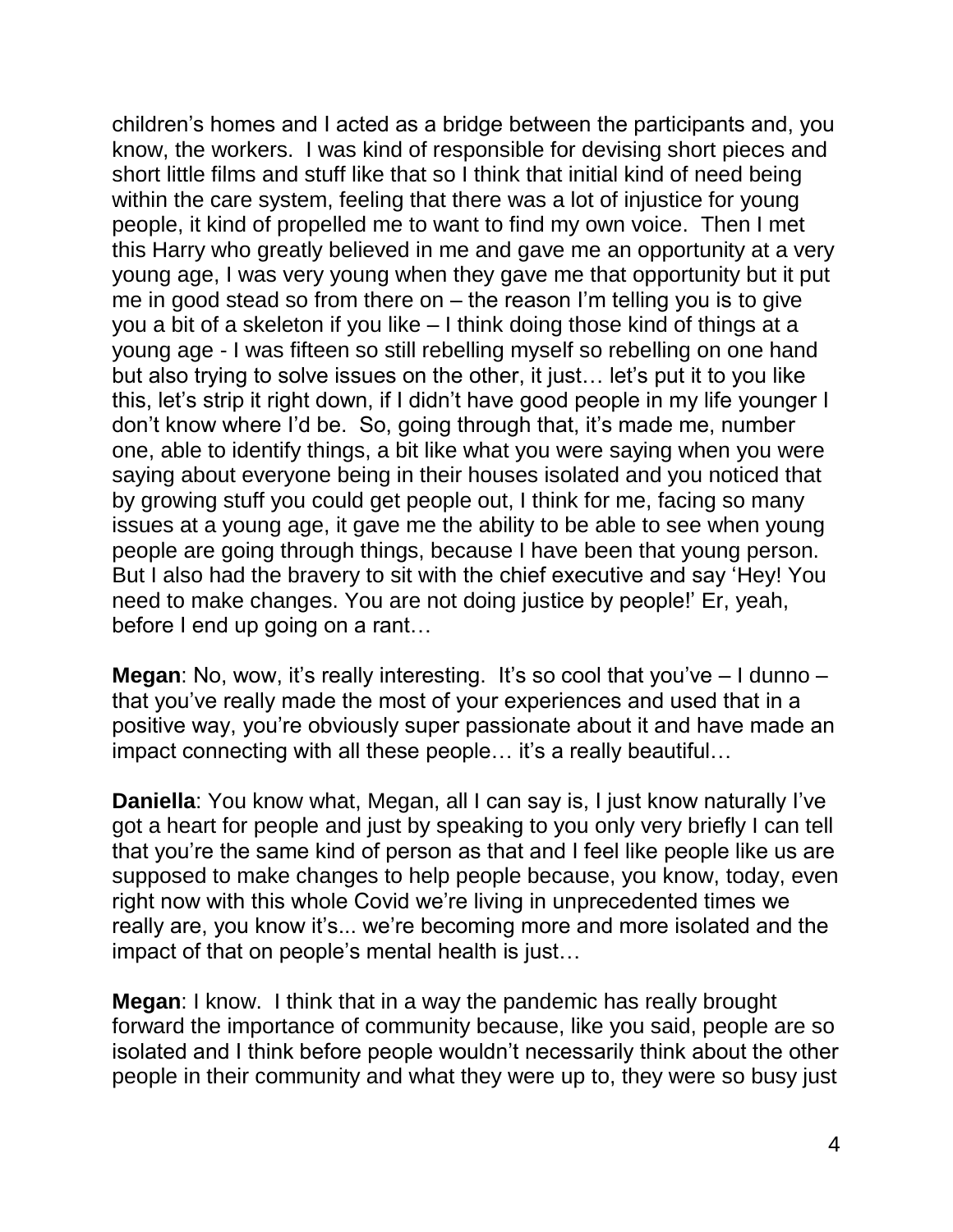children's homes and I acted as a bridge between the participants and, you know, the workers. I was kind of responsible for devising short pieces and short little films and stuff like that so I think that initial kind of need being within the care system, feeling that there was a lot of injustice for young people, it kind of propelled me to want to find my own voice. Then I met this Harry who greatly believed in me and gave me an opportunity at a very young age, I was very young when they gave me that opportunity but it put me in good stead so from there on – the reason I'm telling you is to give you a bit of a skeleton if you like – I think doing those kind of things at a young age - I was fifteen so still rebelling myself so rebelling on one hand but also trying to solve issues on the other, it just… let's put it to you like this, let's strip it right down, if I didn't have good people in my life younger I don't know where I'd be. So, going through that, it's made me, number one, able to identify things, a bit like what you were saying when you were saying about everyone being in their houses isolated and you noticed that by growing stuff you could get people out, I think for me, facing so many issues at a young age, it gave me the ability to be able to see when young people are going through things, because I have been that young person. But I also had the bravery to sit with the chief executive and say 'Hey! You need to make changes. You are not doing justice by people!' Er, yeah, before I end up going on a rant…

**Megan**: No, wow, it's really interesting. It's so cool that you've – I dunno – that you've really made the most of your experiences and used that in a positive way, you're obviously super passionate about it and have made an impact connecting with all these people… it's a really beautiful…

**Daniella**: You know what, Megan, all I can say is, I just know naturally I've got a heart for people and just by speaking to you only very briefly I can tell that you're the same kind of person as that and I feel like people like us are supposed to make changes to help people because, you know, today, even right now with this whole Covid we're living in unprecedented times we really are, you know it's... we're becoming more and more isolated and the impact of that on people's mental health is just…

**Megan**: I know. I think that in a way the pandemic has really brought forward the importance of community because, like you said, people are so isolated and I think before people wouldn't necessarily think about the other people in their community and what they were up to, they were so busy just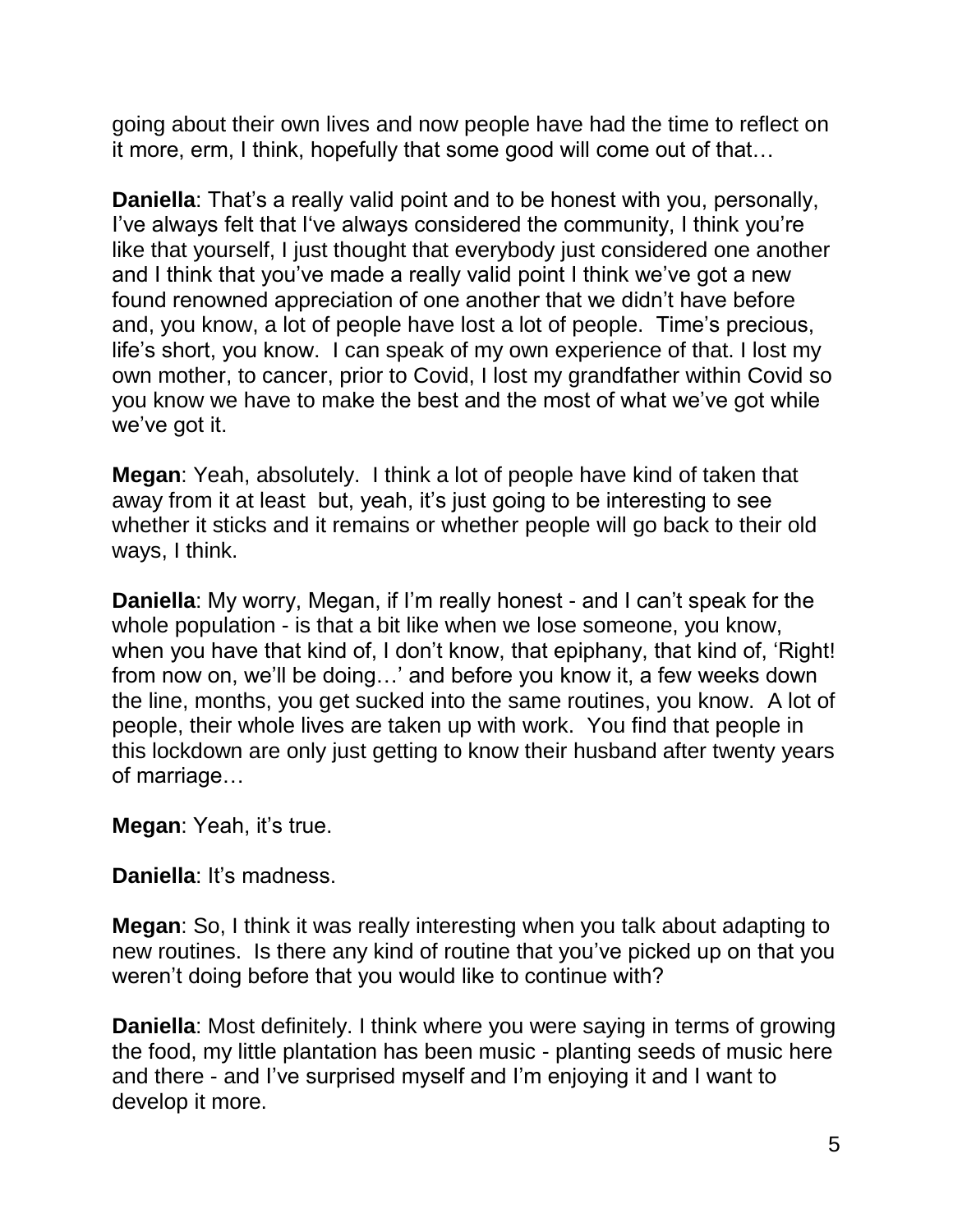going about their own lives and now people have had the time to reflect on it more, erm, I think, hopefully that some good will come out of that…

**Daniella**: That's a really valid point and to be honest with you, personally, I've always felt that I've always considered the community, I think you're like that yourself, I just thought that everybody just considered one another and I think that you've made a really valid point I think we've got a new found renowned appreciation of one another that we didn't have before and, you know, a lot of people have lost a lot of people. Time's precious, life's short, you know. I can speak of my own experience of that. I lost my own mother, to cancer, prior to Covid, I lost my grandfather within Covid so you know we have to make the best and the most of what we've got while we've got it.

**Megan**: Yeah, absolutely. I think a lot of people have kind of taken that away from it at least but, yeah, it's just going to be interesting to see whether it sticks and it remains or whether people will go back to their old ways, I think.

**Daniella**: My worry, Megan, if I'm really honest - and I can't speak for the whole population - is that a bit like when we lose someone, you know, when you have that kind of, I don't know, that epiphany, that kind of, 'Right! from now on, we'll be doing…' and before you know it, a few weeks down the line, months, you get sucked into the same routines, you know. A lot of people, their whole lives are taken up with work. You find that people in this lockdown are only just getting to know their husband after twenty years of marriage…

**Megan**: Yeah, it's true.

**Daniella**: It's madness.

**Megan**: So, I think it was really interesting when you talk about adapting to new routines. Is there any kind of routine that you've picked up on that you weren't doing before that you would like to continue with?

**Daniella**: Most definitely. I think where you were saying in terms of growing the food, my little plantation has been music - planting seeds of music here and there - and I've surprised myself and I'm enjoying it and I want to develop it more.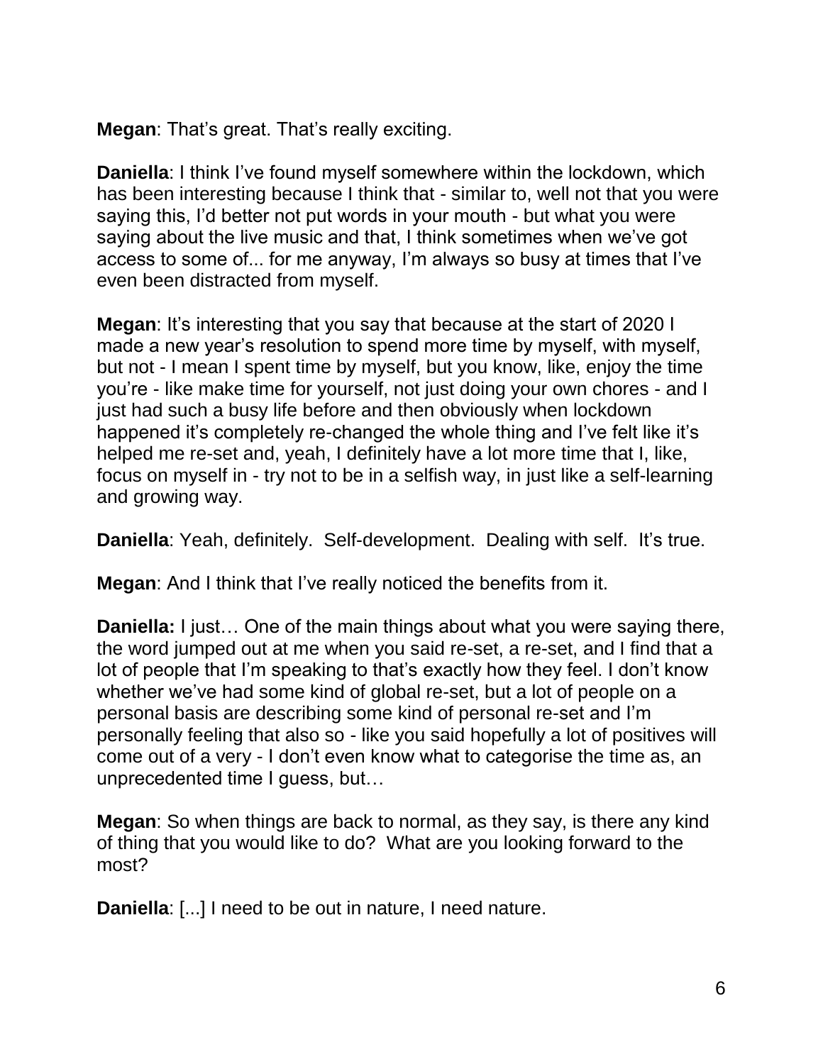**Megan**: That's great. That's really exciting.

**Daniella**: I think I've found myself somewhere within the lockdown, which has been interesting because I think that - similar to, well not that you were saying this, I'd better not put words in your mouth - but what you were saying about the live music and that, I think sometimes when we've got access to some of... for me anyway, I'm always so busy at times that I've even been distracted from myself.

**Megan**: It's interesting that you say that because at the start of 2020 I made a new year's resolution to spend more time by myself, with myself, but not - I mean I spent time by myself, but you know, like, enjoy the time you're - like make time for yourself, not just doing your own chores - and I just had such a busy life before and then obviously when lockdown happened it's completely re-changed the whole thing and I've felt like it's helped me re-set and, yeah, I definitely have a lot more time that I, like, focus on myself in - try not to be in a selfish way, in just like a self-learning and growing way.

**Daniella**: Yeah, definitely. Self-development. Dealing with self. It's true.

**Megan**: And I think that I've really noticed the benefits from it.

**Daniella:** I just… One of the main things about what you were saying there, the word jumped out at me when you said re-set, a re-set, and I find that a lot of people that I'm speaking to that's exactly how they feel. I don't know whether we've had some kind of global re-set, but a lot of people on a personal basis are describing some kind of personal re-set and I'm personally feeling that also so - like you said hopefully a lot of positives will come out of a very - I don't even know what to categorise the time as, an unprecedented time I guess, but…

**Megan**: So when things are back to normal, as they say, is there any kind of thing that you would like to do? What are you looking forward to the most?

**Daniella**: [...] I need to be out in nature, I need nature.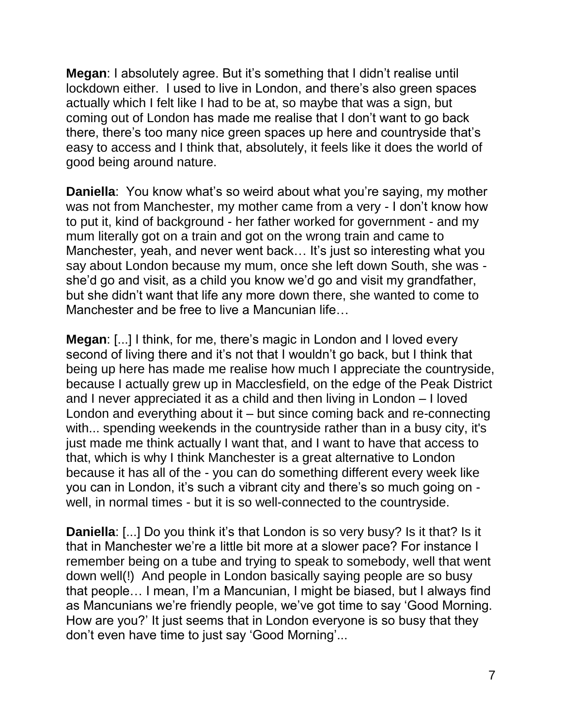**Megan**: I absolutely agree. But it's something that I didn't realise until lockdown either. I used to live in London, and there's also green spaces actually which I felt like I had to be at, so maybe that was a sign, but coming out of London has made me realise that I don't want to go back there, there's too many nice green spaces up here and countryside that's easy to access and I think that, absolutely, it feels like it does the world of good being around nature.

**Daniella**: You know what's so weird about what you're saying, my mother was not from Manchester, my mother came from a very - I don't know how to put it, kind of background - her father worked for government - and my mum literally got on a train and got on the wrong train and came to Manchester, yeah, and never went back… It's just so interesting what you say about London because my mum, once she left down South, she was - she'd go and visit, as a child you know we'd go and visit my grandfather, but she didn't want that life any more down there, she wanted to come to Manchester and be free to live a Mancunian life…

**Megan**: [...] I think, for me, there's magic in London and I loved every second of living there and it's not that I wouldn't go back, but I think that being up here has made me realise how much I appreciate the countryside, because I actually grew up in Macclesfield, on the edge of the Peak District and I never appreciated it as a child and then living in London – I loved London and everything about it – but since coming back and re-connecting with... spending weekends in the countryside rather than in a busy city, it's just made me think actually I want that, and I want to have that access to that, which is why I think Manchester is a great alternative to London because it has all of the - you can do something different every week like you can in London, it's such a vibrant city and there's so much going on - well, in normal times - but it is so well-connected to the countryside.

**Daniella**: [...] Do you think it's that London is so very busy? Is it that? Is it that in Manchester we're a little bit more at a slower pace? For instance I remember being on a tube and trying to speak to somebody, well that went down well(!) And people in London basically saying people are so busy that people… I mean, I'm a Mancunian, I might be biased, but I always find as Mancunians we're friendly people, we've got time to say 'Good Morning. How are you?' It just seems that in London everyone is so busy that they don't even have time to just say 'Good Morning'...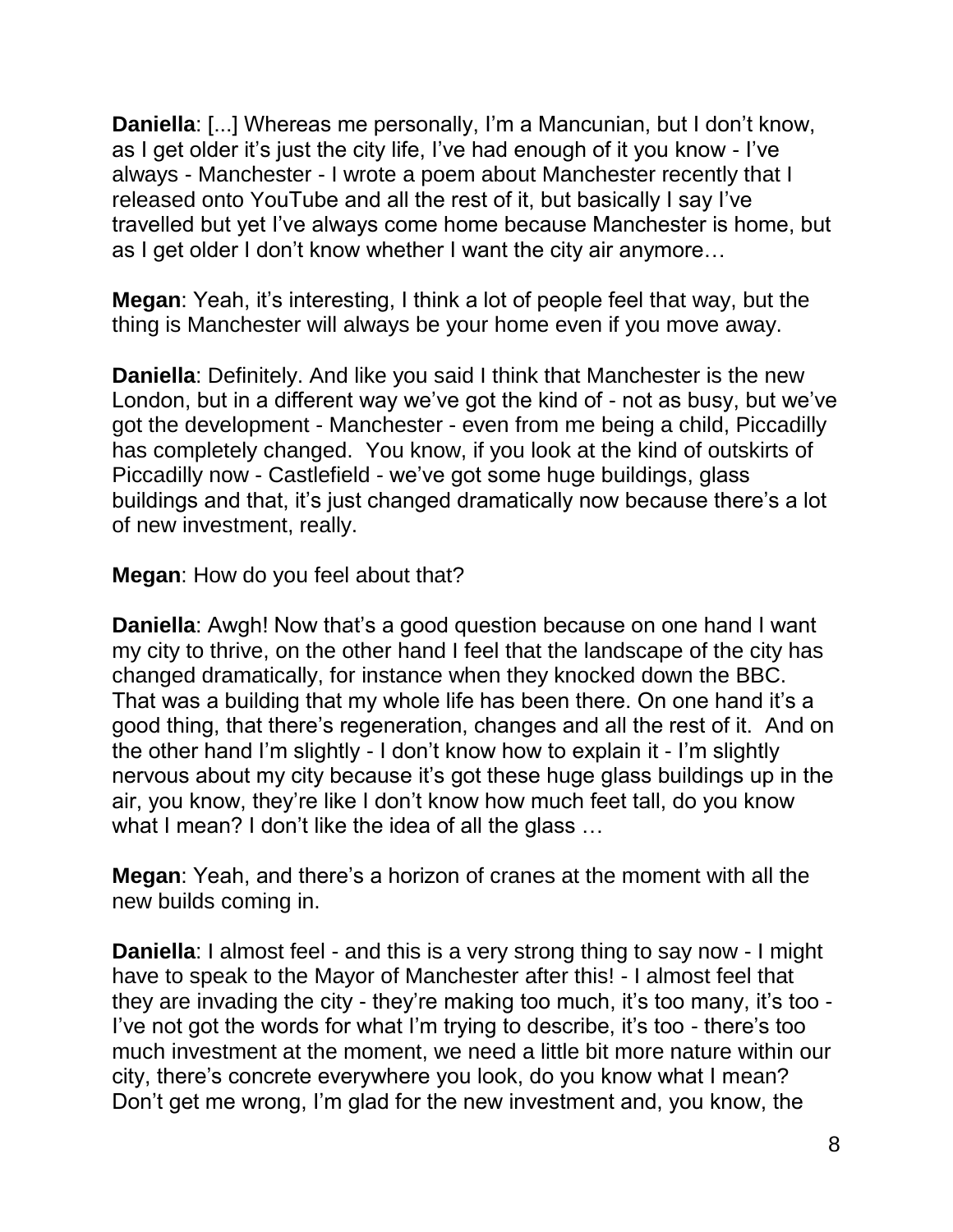**Daniella**: [...] Whereas me personally, I'm a Mancunian, but I don't know, as I get older it's just the city life, I've had enough of it you know - I've always - Manchester - I wrote a poem about Manchester recently that I released onto YouTube and all the rest of it, but basically I say I've travelled but yet I've always come home because Manchester is home, but as I get older I don't know whether I want the city air anymore…

**Megan**: Yeah, it's interesting, I think a lot of people feel that way, but the thing is Manchester will always be your home even if you move away.

**Daniella**: Definitely. And like you said I think that Manchester is the new London, but in a different way we've got the kind of - not as busy, but we've got the development - Manchester - even from me being a child, Piccadilly has completely changed. You know, if you look at the kind of outskirts of Piccadilly now - Castlefield - we've got some huge buildings, glass buildings and that, it's just changed dramatically now because there's a lot of new investment, really.

**Megan**: How do you feel about that?

**Daniella**: Awgh! Now that's a good question because on one hand I want my city to thrive, on the other hand I feel that the landscape of the city has changed dramatically, for instance when they knocked down the BBC. That was a building that my whole life has been there. On one hand it's a good thing, that there's regeneration, changes and all the rest of it. And on the other hand I'm slightly - I don't know how to explain it - I'm slightly nervous about my city because it's got these huge glass buildings up in the air, you know, they're like I don't know how much feet tall, do you know what I mean? I don't like the idea of all the glass …

**Megan**: Yeah, and there's a horizon of cranes at the moment with all the new builds coming in.

**Daniella**: I almost feel - and this is a very strong thing to say now - I might have to speak to the Mayor of Manchester after this! - I almost feel that they are invading the city - they're making too much, it's too many, it's too - I've not got the words for what I'm trying to describe, it's too - there's too much investment at the moment, we need a little bit more nature within our city, there's concrete everywhere you look, do you know what I mean? Don't get me wrong, I'm glad for the new investment and, you know, the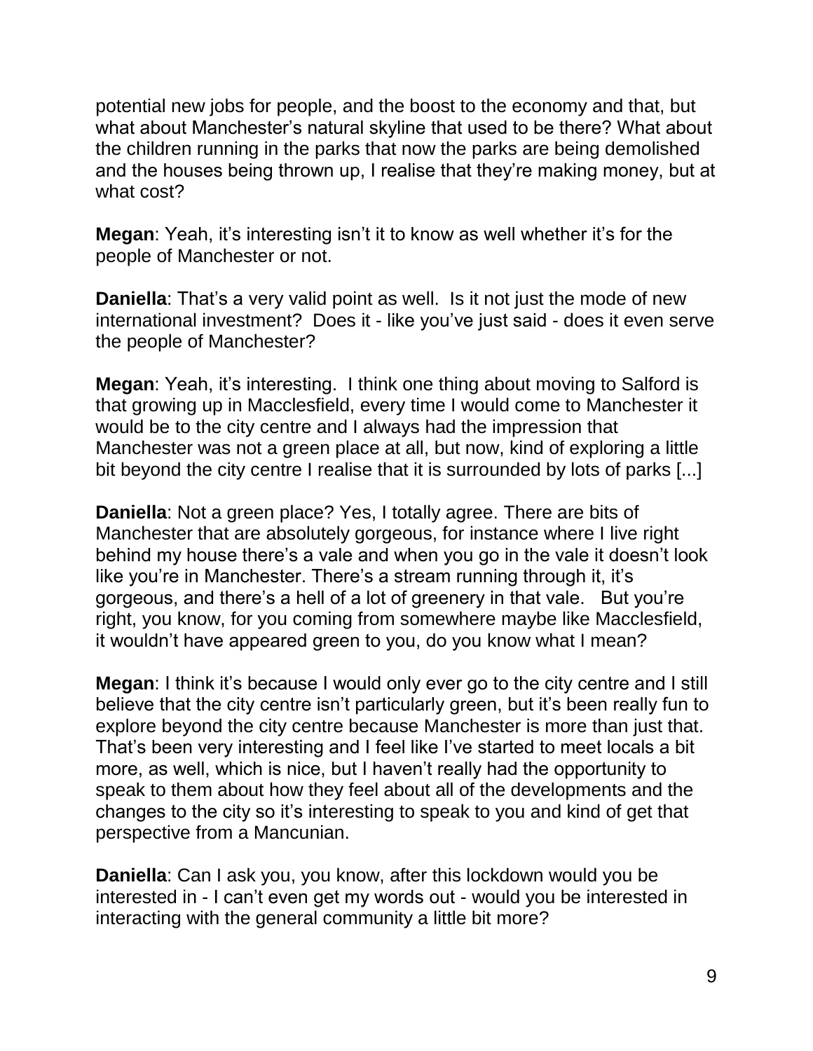potential new jobs for people, and the boost to the economy and that, but what about Manchester's natural skyline that used to be there? What about the children running in the parks that now the parks are being demolished and the houses being thrown up, I realise that they're making money, but at what cost?

**Megan**: Yeah, it's interesting isn't it to know as well whether it's for the people of Manchester or not.

**Daniella**: That's a very valid point as well. Is it not just the mode of new international investment? Does it - like you've just said - does it even serve the people of Manchester?

**Megan**: Yeah, it's interesting. I think one thing about moving to Salford is that growing up in Macclesfield, every time I would come to Manchester it would be to the city centre and I always had the impression that Manchester was not a green place at all, but now, kind of exploring a little bit beyond the city centre I realise that it is surrounded by lots of parks [...]

**Daniella**: Not a green place? Yes, I totally agree. There are bits of Manchester that are absolutely gorgeous, for instance where I live right behind my house there's a vale and when you go in the vale it doesn't look like you're in Manchester. There's a stream running through it, it's gorgeous, and there's a hell of a lot of greenery in that vale. But you're right, you know, for you coming from somewhere maybe like Macclesfield, it wouldn't have appeared green to you, do you know what I mean?

**Megan**: I think it's because I would only ever go to the city centre and I still believe that the city centre isn't particularly green, but it's been really fun to explore beyond the city centre because Manchester is more than just that. That's been very interesting and I feel like I've started to meet locals a bit more, as well, which is nice, but I haven't really had the opportunity to speak to them about how they feel about all of the developments and the changes to the city so it's interesting to speak to you and kind of get that perspective from a Mancunian.

**Daniella**: Can I ask you, you know, after this lockdown would you be interested in - I can't even get my words out - would you be interested in interacting with the general community a little bit more?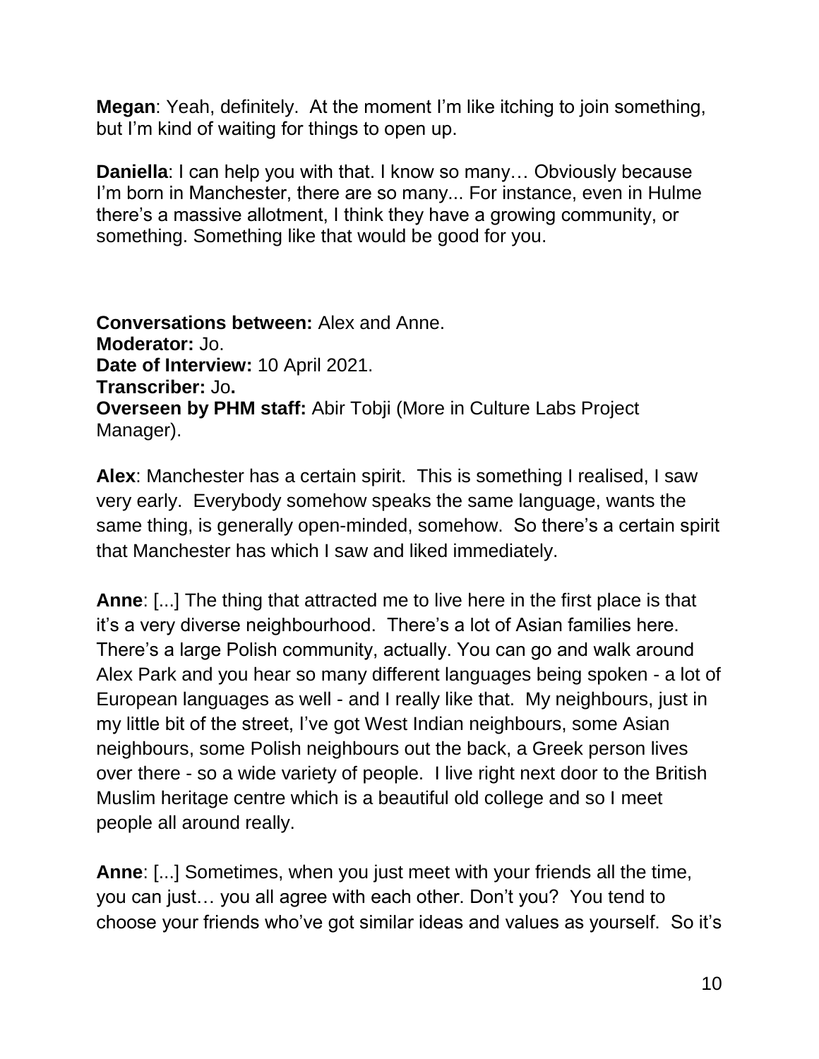**Megan**: Yeah, definitely. At the moment I'm like itching to join something, but I'm kind of waiting for things to open up.

**Daniella**: I can help you with that. I know so many… Obviously because I'm born in Manchester, there are so many... For instance, even in Hulme there's a massive allotment, I think they have a growing community, or something. Something like that would be good for you.

**Conversations between:** Alex and Anne.
**Moderator:** Jo.
**Date of Interview:** 10 April 2021.
**Transcriber:** Jo**.**
**Overseen by PHM staff:** Abir Tobji (More in Culture Labs Project Manager).

**Alex**: Manchester has a certain spirit. This is something I realised, I saw very early. Everybody somehow speaks the same language, wants the same thing, is generally open-minded, somehow. So there's a certain spirit that Manchester has which I saw and liked immediately.

**Anne**: [...] The thing that attracted me to live here in the first place is that it's a very diverse neighbourhood. There's a lot of Asian families here. There's a large Polish community, actually. You can go and walk around Alex Park and you hear so many different languages being spoken - a lot of European languages as well - and I really like that. My neighbours, just in my little bit of the street, I've got West Indian neighbours, some Asian neighbours, some Polish neighbours out the back, a Greek person lives over there - so a wide variety of people. I live right next door to the British Muslim heritage centre which is a beautiful old college and so I meet people all around really.

**Anne**: [...] Sometimes, when you just meet with your friends all the time, you can just… you all agree with each other. Don't you? You tend to choose your friends who've got similar ideas and values as yourself. So it's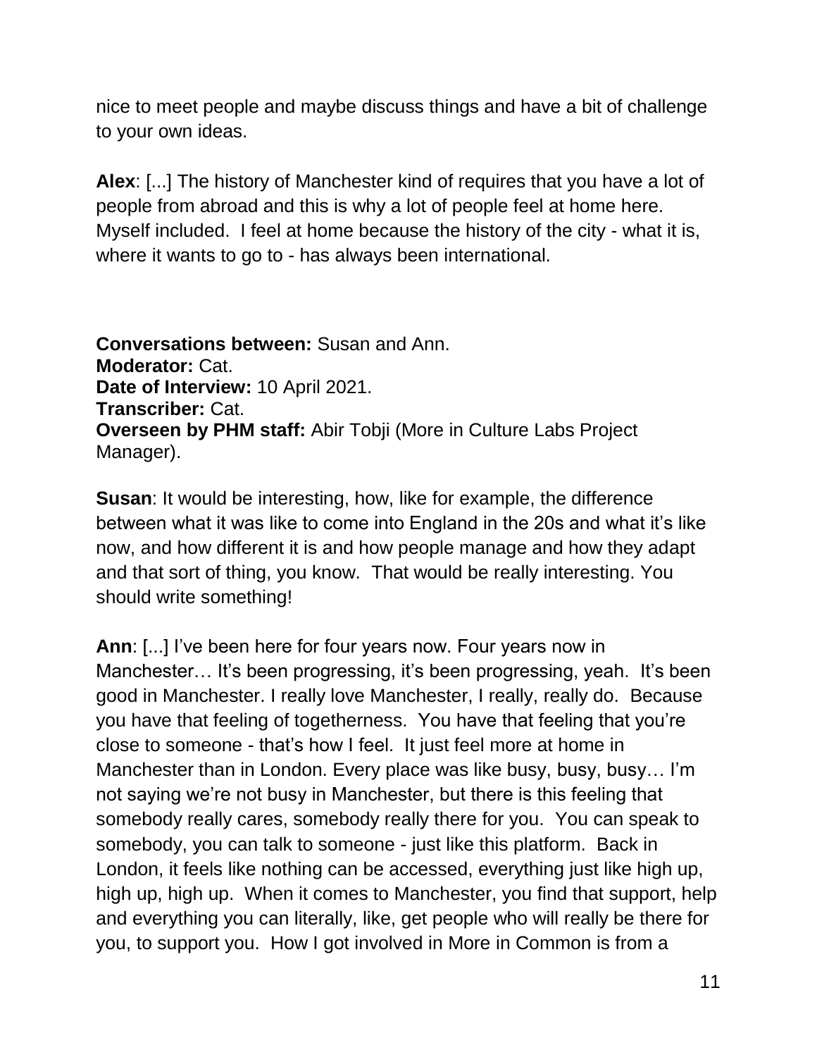nice to meet people and maybe discuss things and have a bit of challenge to your own ideas.

**Alex**: [...] The history of Manchester kind of requires that you have a lot of people from abroad and this is why a lot of people feel at home here. Myself included. I feel at home because the history of the city - what it is, where it wants to go to - has always been international.

**Conversations between:** Susan and Ann.
**Moderator:** Cat.
**Date of Interview:** 10 April 2021.
**Transcriber:** Cat.
**Overseen by PHM staff:** Abir Tobji (More in Culture Labs Project Manager).

**Susan**: It would be interesting, how, like for example, the difference between what it was like to come into England in the 20s and what it's like now, and how different it is and how people manage and how they adapt and that sort of thing, you know. That would be really interesting. You should write something!

**Ann**: [...] I've been here for four years now. Four years now in Manchester… It's been progressing, it's been progressing, yeah. It's been good in Manchester. I really love Manchester, I really, really do. Because you have that feeling of togetherness. You have that feeling that you're close to someone - that's how I feel. It just feel more at home in Manchester than in London. Every place was like busy, busy, busy… I'm not saying we're not busy in Manchester, but there is this feeling that somebody really cares, somebody really there for you. You can speak to somebody, you can talk to someone - just like this platform. Back in London, it feels like nothing can be accessed, everything just like high up, high up, high up. When it comes to Manchester, you find that support, help and everything you can literally, like, get people who will really be there for you, to support you. How I got involved in More in Common is from a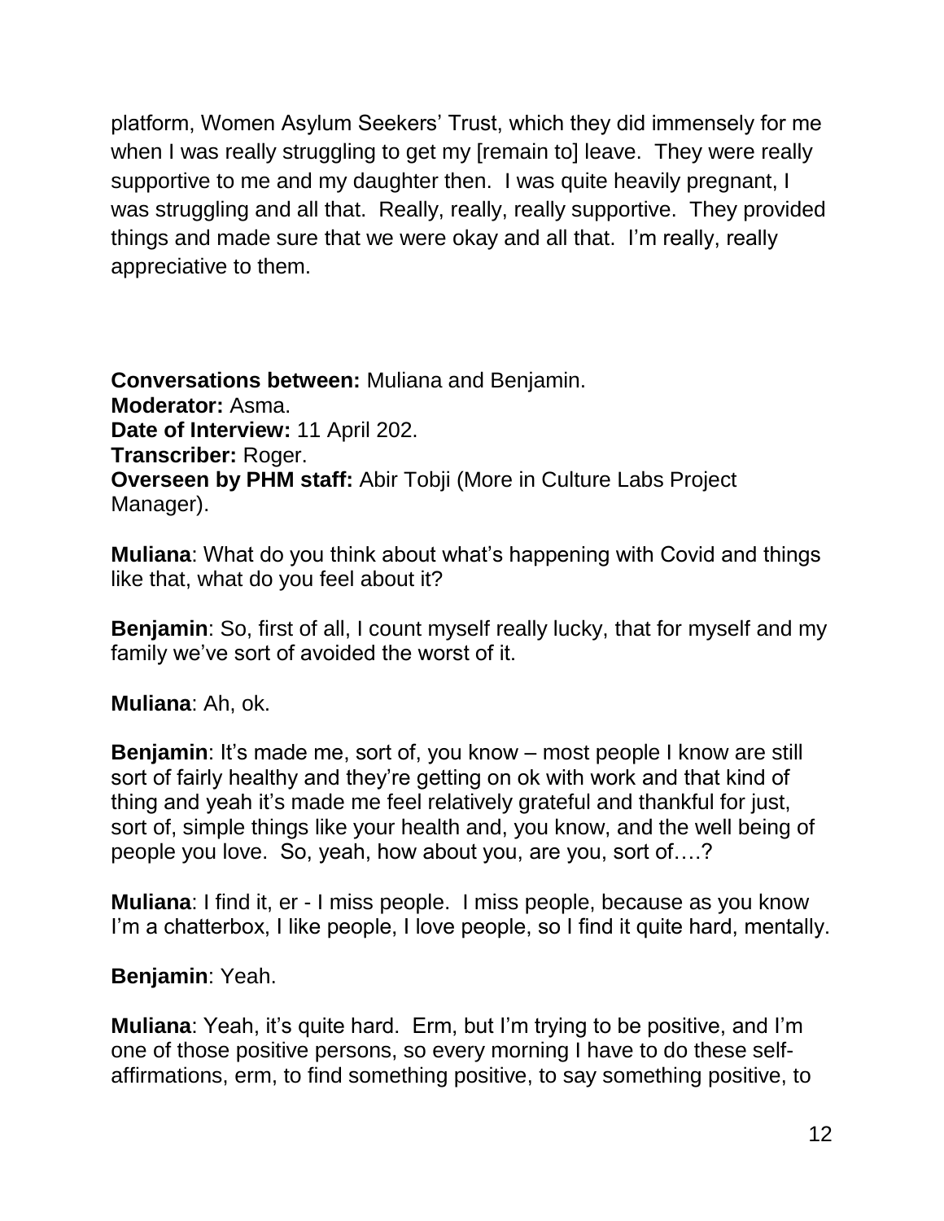platform, Women Asylum Seekers' Trust, which they did immensely for me when I was really struggling to get my [remain to] leave. They were really supportive to me and my daughter then. I was quite heavily pregnant, I was struggling and all that. Really, really, really supportive. They provided things and made sure that we were okay and all that. I'm really, really appreciative to them.

**Conversations between:** Muliana and Benjamin.
**Moderator:** Asma.
**Date of Interview:** 11 April 202.
**Transcriber:** Roger.
**Overseen by PHM staff:** Abir Tobji (More in Culture Labs Project Manager).

**Muliana**: What do you think about what's happening with Covid and things like that, what do you feel about it?

**Benjamin**: So, first of all, I count myself really lucky, that for myself and my family we've sort of avoided the worst of it.

**Muliana**: Ah, ok.

**Benjamin**: It's made me, sort of, you know – most people I know are still sort of fairly healthy and they're getting on ok with work and that kind of thing and yeah it's made me feel relatively grateful and thankful for just, sort of, simple things like your health and, you know, and the well being of people you love. So, yeah, how about you, are you, sort of….?

**Muliana**: I find it, er - I miss people. I miss people, because as you know I'm a chatterbox, I like people, I love people, so I find it quite hard, mentally.

**Benjamin**: Yeah.

**Muliana**: Yeah, it's quite hard. Erm, but I'm trying to be positive, and I'm one of those positive persons, so every morning I have to do these self-affirmations, erm, to find something positive, to say something positive, to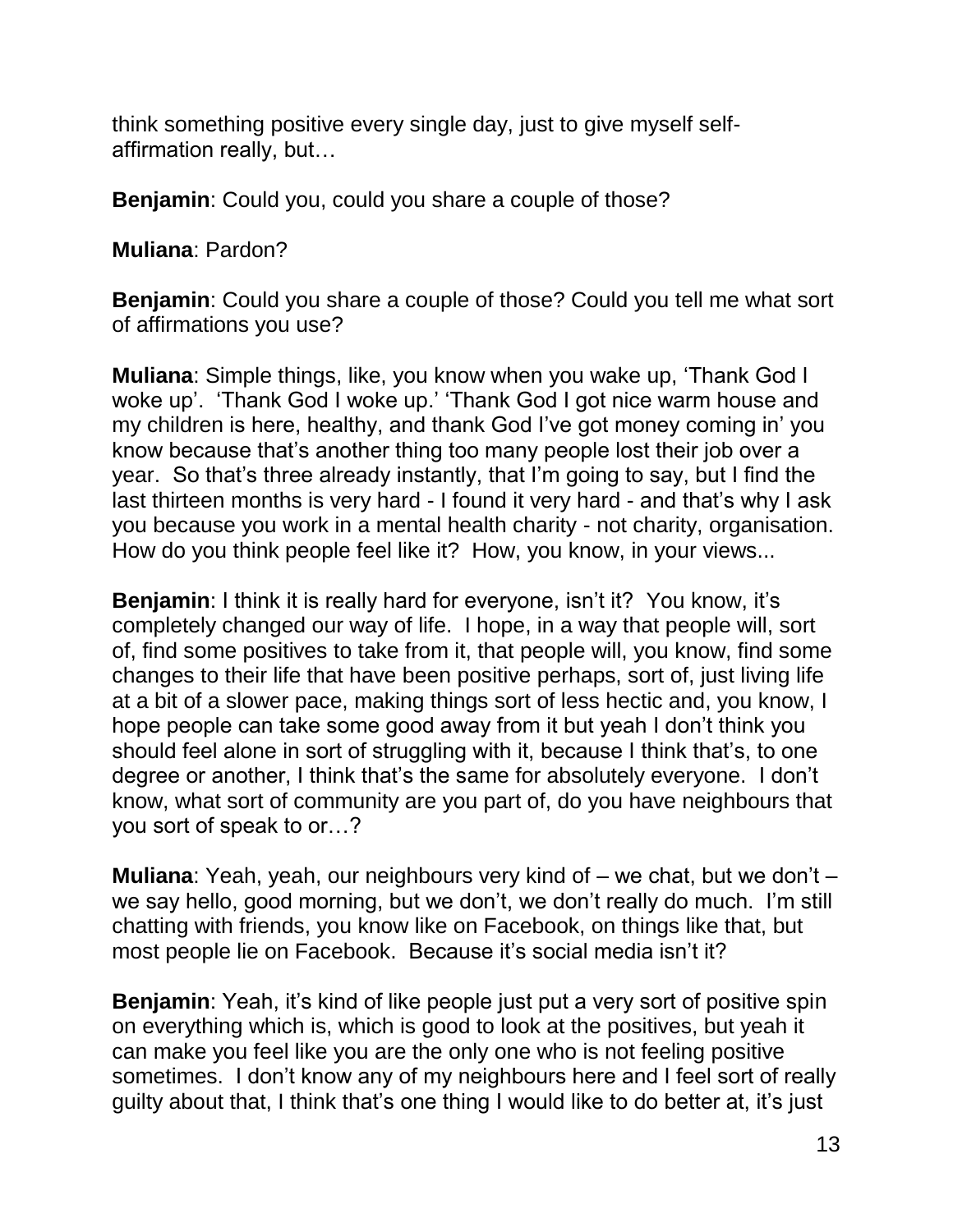think something positive every single day, just to give myself self-affirmation really, but…

**Benjamin**: Could you, could you share a couple of those?

**Muliana**: Pardon?

**Benjamin**: Could you share a couple of those? Could you tell me what sort of affirmations you use?

**Muliana**: Simple things, like, you know when you wake up, 'Thank God I woke up'. 'Thank God I woke up.' 'Thank God I got nice warm house and my children is here, healthy, and thank God I've got money coming in' you know because that's another thing too many people lost their job over a year. So that's three already instantly, that I'm going to say, but I find the last thirteen months is very hard - I found it very hard - and that's why I ask you because you work in a mental health charity - not charity, organisation. How do you think people feel like it? How, you know, in your views...

**Benjamin**: I think it is really hard for everyone, isn't it? You know, it's completely changed our way of life. I hope, in a way that people will, sort of, find some positives to take from it, that people will, you know, find some changes to their life that have been positive perhaps, sort of, just living life at a bit of a slower pace, making things sort of less hectic and, you know, I hope people can take some good away from it but yeah I don't think you should feel alone in sort of struggling with it, because I think that's, to one degree or another, I think that's the same for absolutely everyone. I don't know, what sort of community are you part of, do you have neighbours that you sort of speak to or…?

**Muliana**: Yeah, yeah, our neighbours very kind of – we chat, but we don't – we say hello, good morning, but we don't, we don't really do much. I'm still chatting with friends, you know like on Facebook, on things like that, but most people lie on Facebook. Because it's social media isn't it?

**Benjamin**: Yeah, it's kind of like people just put a very sort of positive spin on everything which is, which is good to look at the positives, but yeah it can make you feel like you are the only one who is not feeling positive sometimes. I don't know any of my neighbours here and I feel sort of really guilty about that, I think that's one thing I would like to do better at, it's just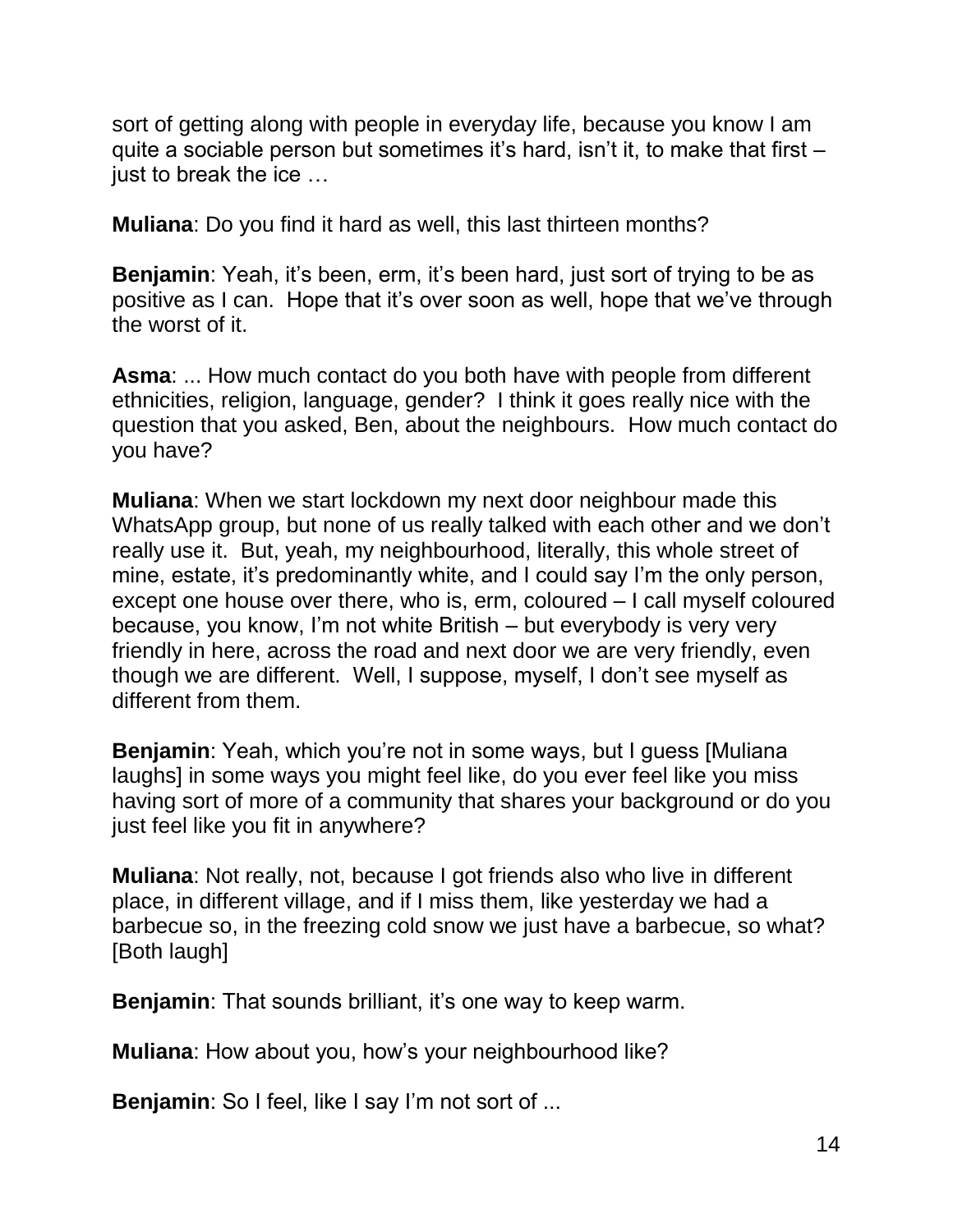sort of getting along with people in everyday life, because you know I am quite a sociable person but sometimes it's hard, isn't it, to make that first – just to break the ice …

**Muliana**: Do you find it hard as well, this last thirteen months?

**Benjamin**: Yeah, it's been, erm, it's been hard, just sort of trying to be as positive as I can. Hope that it's over soon as well, hope that we've through the worst of it.

**Asma**: ... How much contact do you both have with people from different ethnicities, religion, language, gender? I think it goes really nice with the question that you asked, Ben, about the neighbours. How much contact do you have?

**Muliana**: When we start lockdown my next door neighbour made this WhatsApp group, but none of us really talked with each other and we don't really use it. But, yeah, my neighbourhood, literally, this whole street of mine, estate, it's predominantly white, and I could say I'm the only person, except one house over there, who is, erm, coloured – I call myself coloured because, you know, I'm not white British – but everybody is very very friendly in here, across the road and next door we are very friendly, even though we are different. Well, I suppose, myself, I don't see myself as different from them.

**Benjamin**: Yeah, which you're not in some ways, but I guess [Muliana laughs] in some ways you might feel like, do you ever feel like you miss having sort of more of a community that shares your background or do you just feel like you fit in anywhere?

**Muliana**: Not really, not, because I got friends also who live in different place, in different village, and if I miss them, like yesterday we had a barbecue so, in the freezing cold snow we just have a barbecue, so what? [Both laugh]

**Benjamin**: That sounds brilliant, it's one way to keep warm.

**Muliana**: How about you, how's your neighbourhood like?

**Benjamin**: So I feel, like I say I'm not sort of ...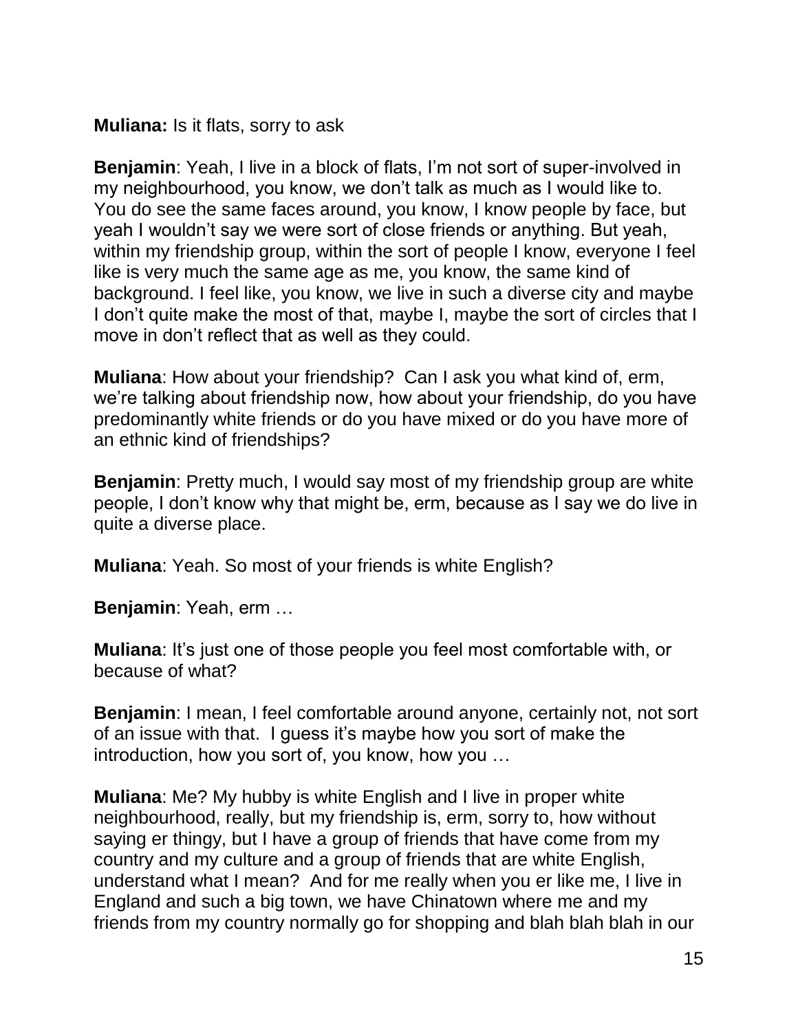**Muliana:** Is it flats, sorry to ask

**Benjamin**: Yeah, I live in a block of flats, I'm not sort of super-involved in my neighbourhood, you know, we don't talk as much as I would like to. You do see the same faces around, you know, I know people by face, but yeah I wouldn't say we were sort of close friends or anything. But yeah, within my friendship group, within the sort of people I know, everyone I feel like is very much the same age as me, you know, the same kind of background. I feel like, you know, we live in such a diverse city and maybe I don't quite make the most of that, maybe I, maybe the sort of circles that I move in don't reflect that as well as they could.

**Muliana**: How about your friendship? Can I ask you what kind of, erm, we're talking about friendship now, how about your friendship, do you have predominantly white friends or do you have mixed or do you have more of an ethnic kind of friendships?

**Benjamin**: Pretty much, I would say most of my friendship group are white people, I don't know why that might be, erm, because as I say we do live in quite a diverse place.

**Muliana**: Yeah. So most of your friends is white English?

**Benjamin**: Yeah, erm …

**Muliana**: It's just one of those people you feel most comfortable with, or because of what?

**Benjamin**: I mean, I feel comfortable around anyone, certainly not, not sort of an issue with that. I guess it's maybe how you sort of make the introduction, how you sort of, you know, how you …

**Muliana**: Me? My hubby is white English and I live in proper white neighbourhood, really, but my friendship is, erm, sorry to, how without saying er thingy, but I have a group of friends that have come from my country and my culture and a group of friends that are white English, understand what I mean? And for me really when you er like me, I live in England and such a big town, we have Chinatown where me and my friends from my country normally go for shopping and blah blah blah in our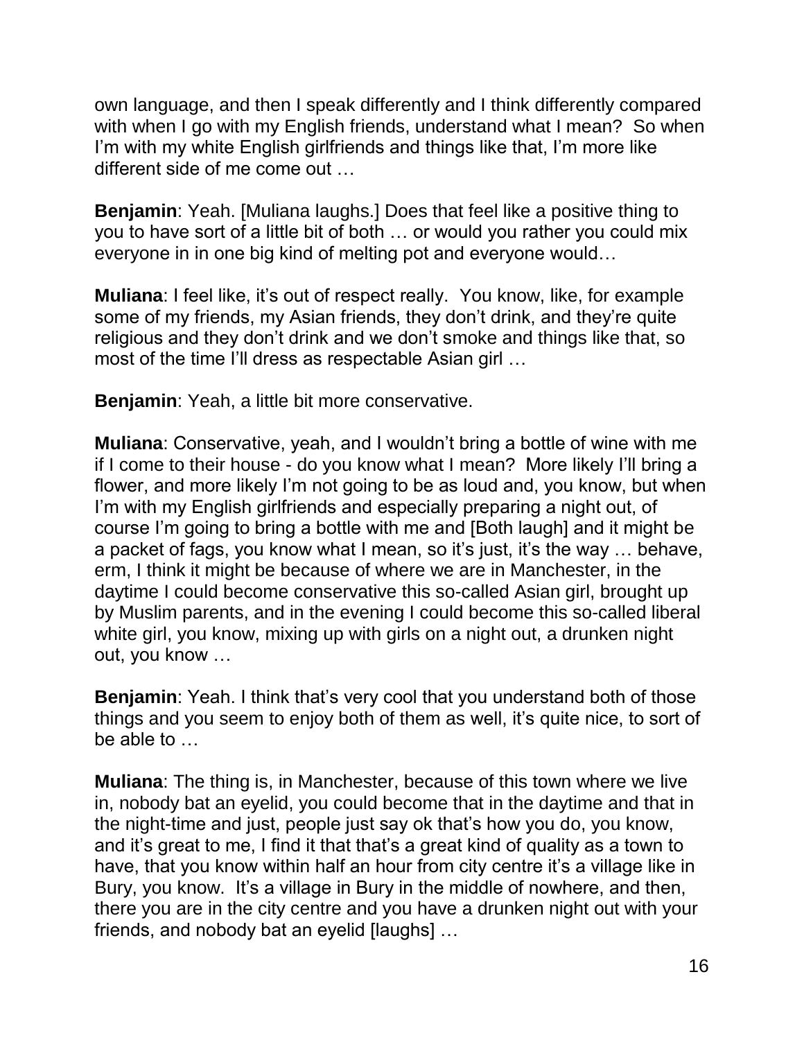own language, and then I speak differently and I think differently compared with when I go with my English friends, understand what I mean? So when I'm with my white English girlfriends and things like that, I'm more like different side of me come out …

**Benjamin**: Yeah. [Muliana laughs.] Does that feel like a positive thing to you to have sort of a little bit of both … or would you rather you could mix everyone in in one big kind of melting pot and everyone would…

**Muliana**: I feel like, it's out of respect really. You know, like, for example some of my friends, my Asian friends, they don't drink, and they're quite religious and they don't drink and we don't smoke and things like that, so most of the time I'll dress as respectable Asian girl …

**Benjamin**: Yeah, a little bit more conservative.

**Muliana**: Conservative, yeah, and I wouldn't bring a bottle of wine with me if I come to their house - do you know what I mean? More likely I'll bring a flower, and more likely I'm not going to be as loud and, you know, but when I'm with my English girlfriends and especially preparing a night out, of course I'm going to bring a bottle with me and [Both laugh] and it might be a packet of fags, you know what I mean, so it's just, it's the way … behave, erm, I think it might be because of where we are in Manchester, in the daytime I could become conservative this so-called Asian girl, brought up by Muslim parents, and in the evening I could become this so-called liberal white girl, you know, mixing up with girls on a night out, a drunken night out, you know …

**Benjamin**: Yeah. I think that's very cool that you understand both of those things and you seem to enjoy both of them as well, it's quite nice, to sort of be able to …

**Muliana**: The thing is, in Manchester, because of this town where we live in, nobody bat an eyelid, you could become that in the daytime and that in the night-time and just, people just say ok that's how you do, you know, and it's great to me, I find it that that's a great kind of quality as a town to have, that you know within half an hour from city centre it's a village like in Bury, you know. It's a village in Bury in the middle of nowhere, and then, there you are in the city centre and you have a drunken night out with your friends, and nobody bat an eyelid [laughs] …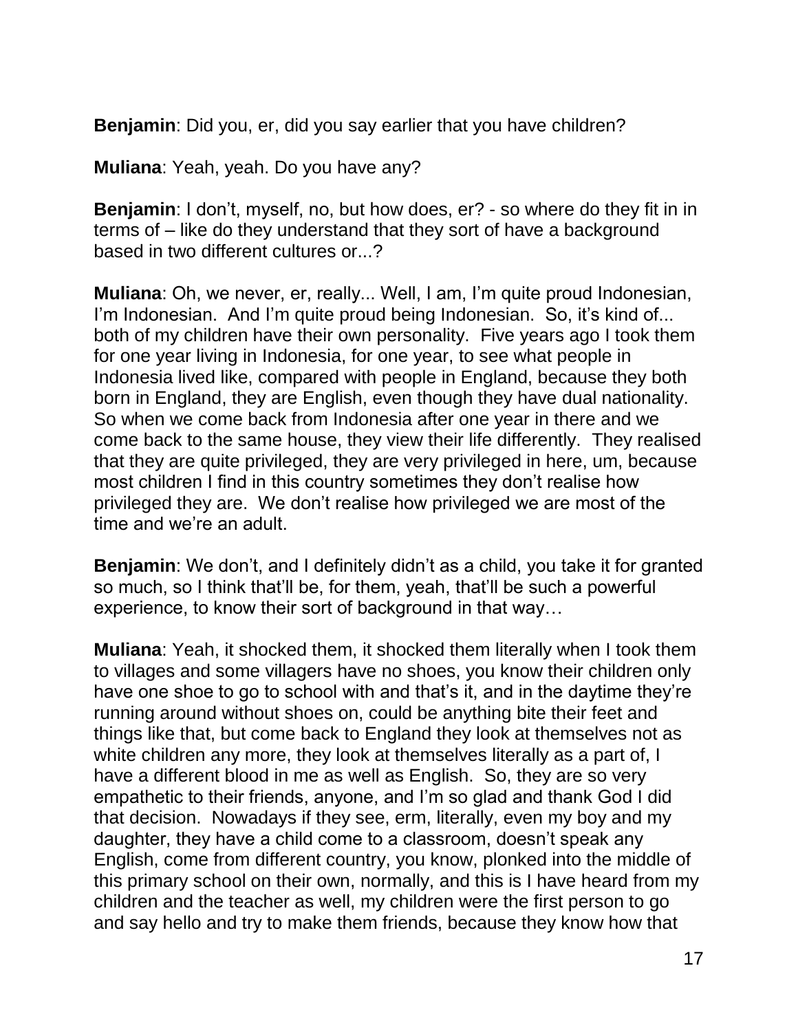**Benjamin**: Did you, er, did you say earlier that you have children?

**Muliana**: Yeah, yeah. Do you have any?

**Benjamin**: I don't, myself, no, but how does, er? - so where do they fit in in terms of – like do they understand that they sort of have a background based in two different cultures or...?

**Muliana**: Oh, we never, er, really... Well, I am, I'm quite proud Indonesian, I'm Indonesian. And I'm quite proud being Indonesian. So, it's kind of... both of my children have their own personality. Five years ago I took them for one year living in Indonesia, for one year, to see what people in Indonesia lived like, compared with people in England, because they both born in England, they are English, even though they have dual nationality. So when we come back from Indonesia after one year in there and we come back to the same house, they view their life differently. They realised that they are quite privileged, they are very privileged in here, um, because most children I find in this country sometimes they don't realise how privileged they are. We don't realise how privileged we are most of the time and we're an adult.

**Benjamin**: We don't, and I definitely didn't as a child, you take it for granted so much, so I think that'll be, for them, yeah, that'll be such a powerful experience, to know their sort of background in that way…

**Muliana**: Yeah, it shocked them, it shocked them literally when I took them to villages and some villagers have no shoes, you know their children only have one shoe to go to school with and that's it, and in the daytime they're running around without shoes on, could be anything bite their feet and things like that, but come back to England they look at themselves not as white children any more, they look at themselves literally as a part of, I have a different blood in me as well as English. So, they are so very empathetic to their friends, anyone, and I'm so glad and thank God I did that decision. Nowadays if they see, erm, literally, even my boy and my daughter, they have a child come to a classroom, doesn't speak any English, come from different country, you know, plonked into the middle of this primary school on their own, normally, and this is I have heard from my children and the teacher as well, my children were the first person to go and say hello and try to make them friends, because they know how that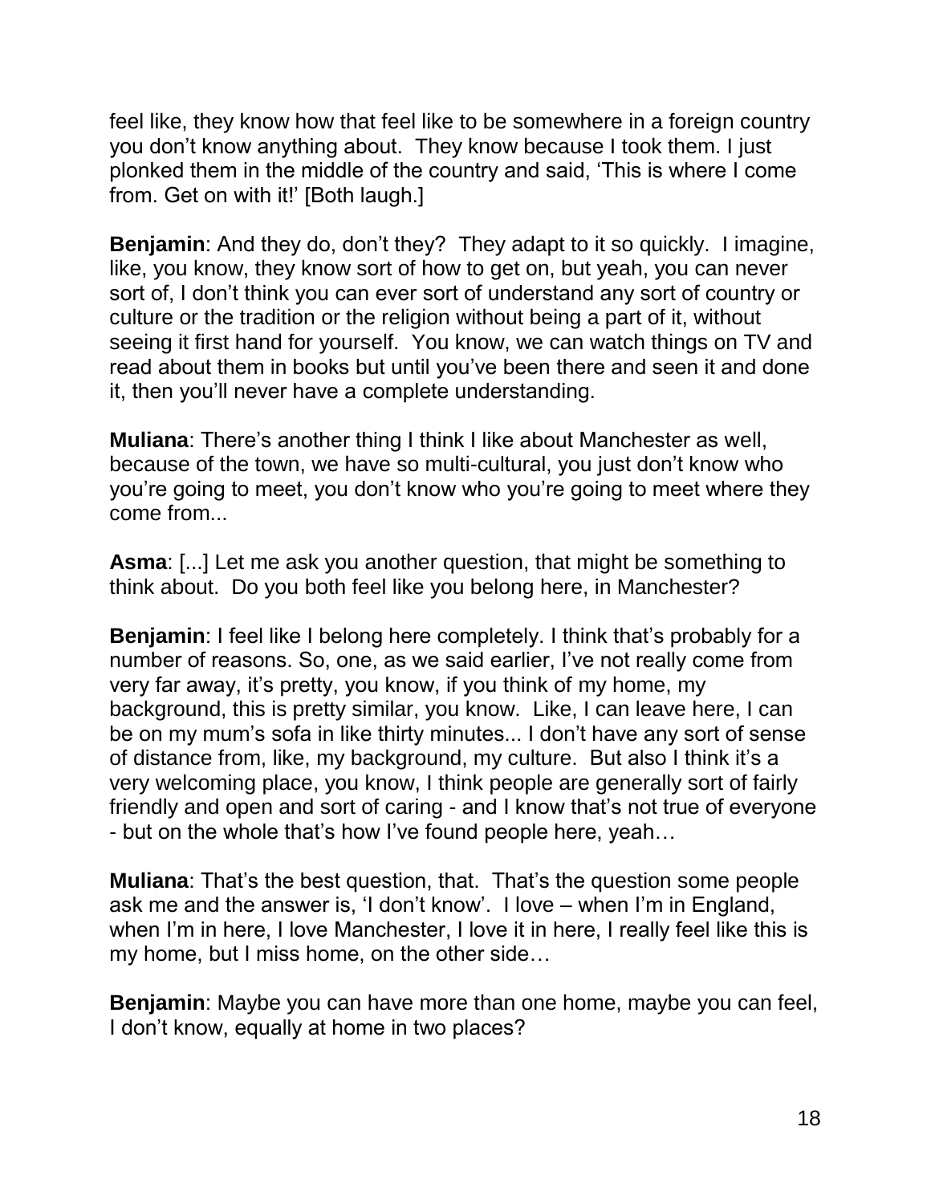feel like, they know how that feel like to be somewhere in a foreign country you don't know anything about. They know because I took them. I just plonked them in the middle of the country and said, 'This is where I come from. Get on with it!' [Both laugh.]

**Benjamin**: And they do, don't they? They adapt to it so quickly. I imagine, like, you know, they know sort of how to get on, but yeah, you can never sort of, I don't think you can ever sort of understand any sort of country or culture or the tradition or the religion without being a part of it, without seeing it first hand for yourself. You know, we can watch things on TV and read about them in books but until you've been there and seen it and done it, then you'll never have a complete understanding.

**Muliana**: There's another thing I think I like about Manchester as well, because of the town, we have so multi-cultural, you just don't know who you're going to meet, you don't know who you're going to meet where they come from...

**Asma**: [...] Let me ask you another question, that might be something to think about. Do you both feel like you belong here, in Manchester?

**Benjamin**: I feel like I belong here completely. I think that's probably for a number of reasons. So, one, as we said earlier, I've not really come from very far away, it's pretty, you know, if you think of my home, my background, this is pretty similar, you know. Like, I can leave here, I can be on my mum's sofa in like thirty minutes... I don't have any sort of sense of distance from, like, my background, my culture. But also I think it's a very welcoming place, you know, I think people are generally sort of fairly friendly and open and sort of caring - and I know that's not true of everyone - but on the whole that's how I've found people here, yeah…

**Muliana**: That's the best question, that. That's the question some people ask me and the answer is, 'I don't know'. I love – when I'm in England, when I'm in here, I love Manchester, I love it in here, I really feel like this is my home, but I miss home, on the other side…

**Benjamin**: Maybe you can have more than one home, maybe you can feel, I don't know, equally at home in two places?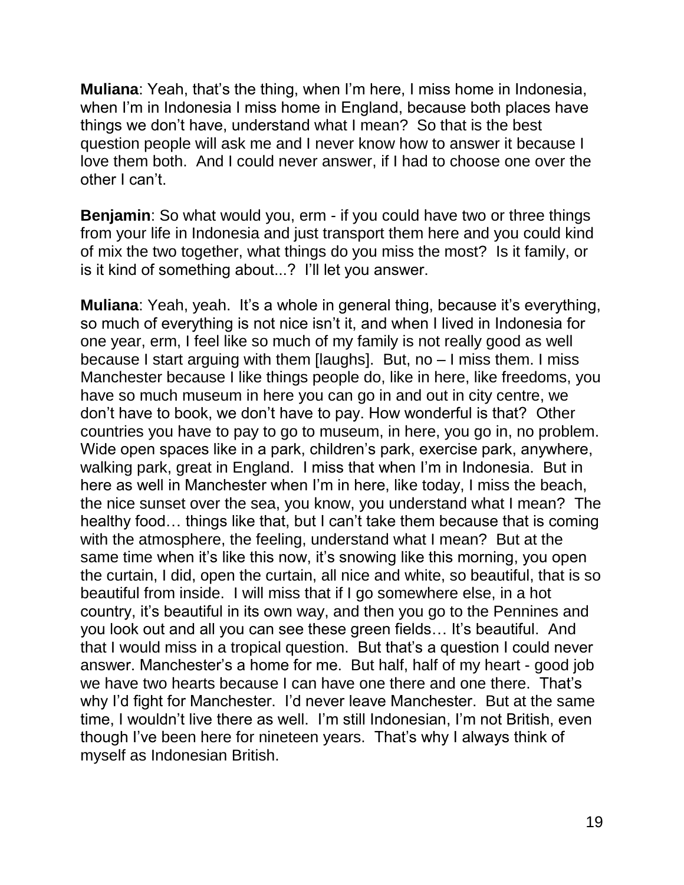**Muliana**: Yeah, that's the thing, when I'm here, I miss home in Indonesia, when I'm in Indonesia I miss home in England, because both places have things we don't have, understand what I mean? So that is the best question people will ask me and I never know how to answer it because I love them both. And I could never answer, if I had to choose one over the other I can't.

**Benjamin**: So what would you, erm - if you could have two or three things from your life in Indonesia and just transport them here and you could kind of mix the two together, what things do you miss the most? Is it family, or is it kind of something about...? I'll let you answer.

**Muliana**: Yeah, yeah. It's a whole in general thing, because it's everything, so much of everything is not nice isn't it, and when I lived in Indonesia for one year, erm, I feel like so much of my family is not really good as well because I start arguing with them [laughs]. But, no – I miss them. I miss Manchester because I like things people do, like in here, like freedoms, you have so much museum in here you can go in and out in city centre, we don't have to book, we don't have to pay. How wonderful is that? Other countries you have to pay to go to museum, in here, you go in, no problem. Wide open spaces like in a park, children's park, exercise park, anywhere, walking park, great in England. I miss that when I'm in Indonesia. But in here as well in Manchester when I'm in here, like today, I miss the beach, the nice sunset over the sea, you know, you understand what I mean? The healthy food… things like that, but I can't take them because that is coming with the atmosphere, the feeling, understand what I mean? But at the same time when it's like this now, it's snowing like this morning, you open the curtain, I did, open the curtain, all nice and white, so beautiful, that is so beautiful from inside. I will miss that if I go somewhere else, in a hot country, it's beautiful in its own way, and then you go to the Pennines and you look out and all you can see these green fields… It's beautiful. And that I would miss in a tropical question. But that's a question I could never answer. Manchester's a home for me. But half, half of my heart - good job we have two hearts because I can have one there and one there. That's why I'd fight for Manchester. I'd never leave Manchester. But at the same time, I wouldn't live there as well. I'm still Indonesian, I'm not British, even though I've been here for nineteen years. That's why I always think of myself as Indonesian British.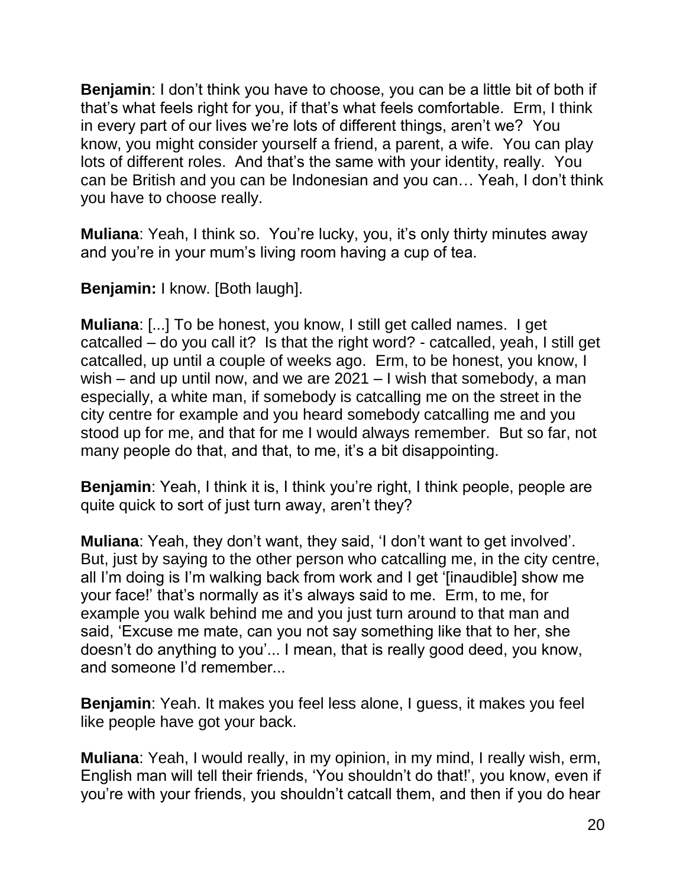**Benjamin**: I don’t think you have to choose, you can be a little bit of both if that’s what feels right for you, if that’s what feels comfortable. Erm, I think in every part of our lives we’re lots of different things, aren’t we? You know, you might consider yourself a friend, a parent, a wife. You can play lots of different roles. And that’s the same with your identity, really. You can be British and you can be Indonesian and you can… Yeah, I don’t think you have to choose really.

**Muliana**: Yeah, I think so. You’re lucky, you, it’s only thirty minutes away and you’re in your mum’s living room having a cup of tea.

**Benjamin:** I know. [Both laugh].

**Muliana**: [...] To be honest, you know, I still get called names. I get catcalled – do you call it? Is that the right word? - catcalled, yeah, I still get catcalled, up until a couple of weeks ago. Erm, to be honest, you know, I wish – and up until now, and we are 2021 – I wish that somebody, a man especially, a white man, if somebody is catcalling me on the street in the city centre for example and you heard somebody catcalling me and you stood up for me, and that for me I would always remember. But so far, not many people do that, and that, to me, it’s a bit disappointing.

**Benjamin**: Yeah, I think it is, I think you’re right, I think people, people are quite quick to sort of just turn away, aren’t they?

**Muliana**: Yeah, they don’t want, they said, ‘I don’t want to get involved’. But, just by saying to the other person who catcalling me, in the city centre, all I’m doing is I’m walking back from work and I get ‘[inaudible] show me your face!’ that’s normally as it’s always said to me. Erm, to me, for example you walk behind me and you just turn around to that man and said, ‘Excuse me mate, can you not say something like that to her, she doesn’t do anything to you’... I mean, that is really good deed, you know, and someone I’d remember...

**Benjamin**: Yeah. It makes you feel less alone, I guess, it makes you feel like people have got your back.

**Muliana**: Yeah, I would really, in my opinion, in my mind, I really wish, erm, English man will tell their friends, ‘You shouldn’t do that!’, you know, even if you’re with your friends, you shouldn’t catcall them, and then if you do hear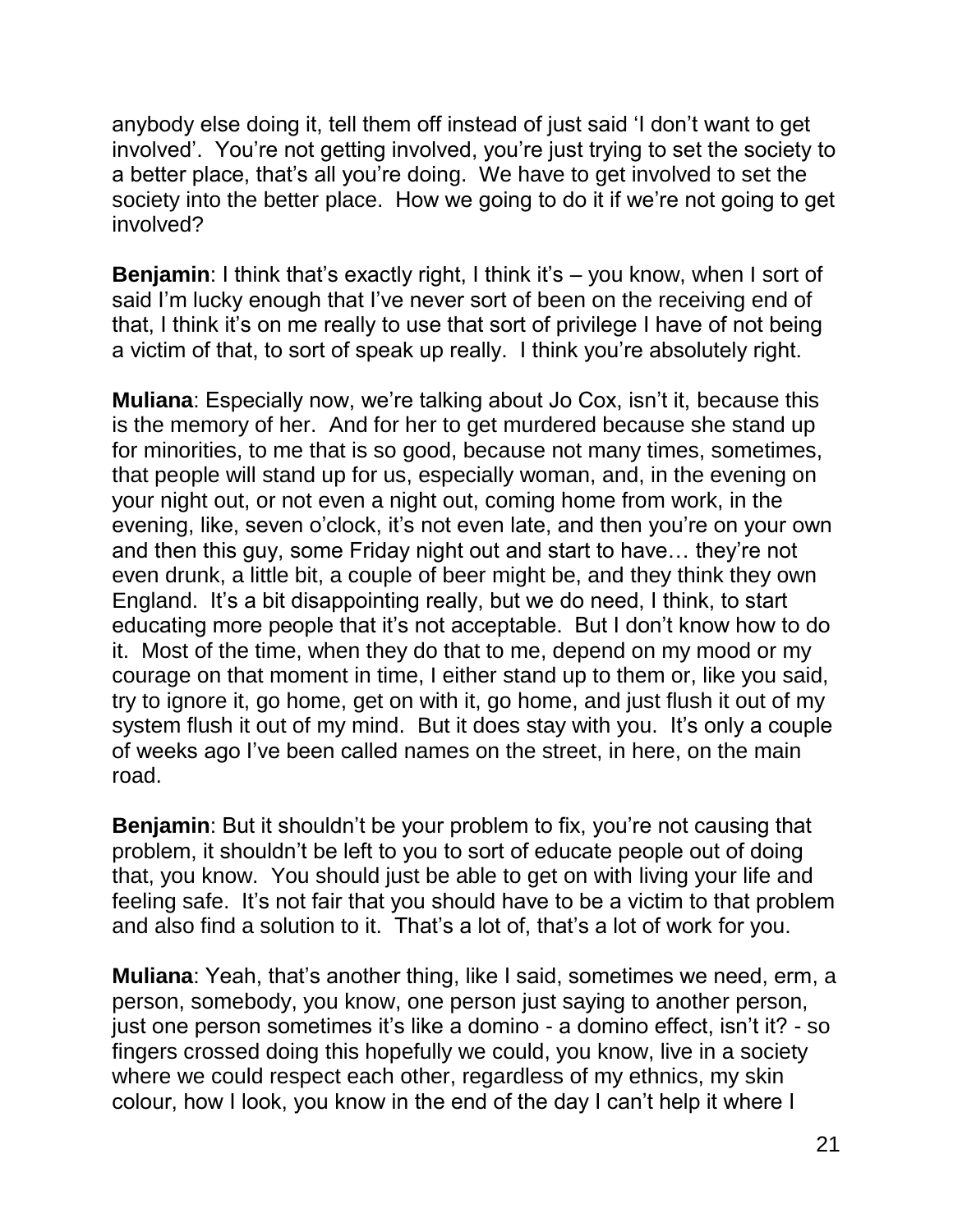anybody else doing it, tell them off instead of just said 'I don't want to get involved'. You're not getting involved, you're just trying to set the society to a better place, that's all you're doing. We have to get involved to set the society into the better place. How we going to do it if we're not going to get involved?

**Benjamin**: I think that's exactly right, I think it's – you know, when I sort of said I'm lucky enough that I've never sort of been on the receiving end of that, I think it's on me really to use that sort of privilege I have of not being a victim of that, to sort of speak up really. I think you're absolutely right.

**Muliana**: Especially now, we're talking about Jo Cox, isn't it, because this is the memory of her. And for her to get murdered because she stand up for minorities, to me that is so good, because not many times, sometimes, that people will stand up for us, especially woman, and, in the evening on your night out, or not even a night out, coming home from work, in the evening, like, seven o'clock, it's not even late, and then you're on your own and then this guy, some Friday night out and start to have… they're not even drunk, a little bit, a couple of beer might be, and they think they own England. It's a bit disappointing really, but we do need, I think, to start educating more people that it's not acceptable. But I don't know how to do it. Most of the time, when they do that to me, depend on my mood or my courage on that moment in time, I either stand up to them or, like you said, try to ignore it, go home, get on with it, go home, and just flush it out of my system flush it out of my mind. But it does stay with you. It's only a couple of weeks ago I've been called names on the street, in here, on the main road.

**Benjamin**: But it shouldn't be your problem to fix, you're not causing that problem, it shouldn't be left to you to sort of educate people out of doing that, you know. You should just be able to get on with living your life and feeling safe. It's not fair that you should have to be a victim to that problem and also find a solution to it. That's a lot of, that's a lot of work for you.

**Muliana**: Yeah, that's another thing, like I said, sometimes we need, erm, a person, somebody, you know, one person just saying to another person, just one person sometimes it's like a domino - a domino effect, isn't it? - so fingers crossed doing this hopefully we could, you know, live in a society where we could respect each other, regardless of my ethnics, my skin colour, how I look, you know in the end of the day I can't help it where I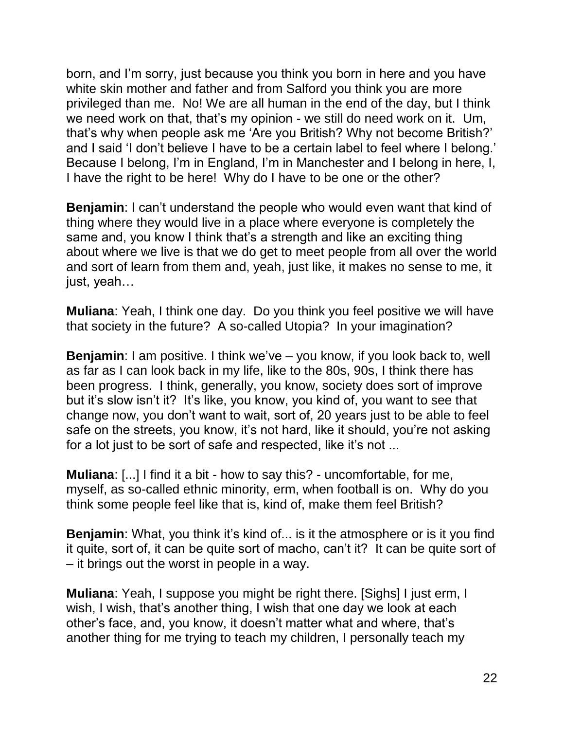born, and I'm sorry, just because you think you born in here and you have white skin mother and father and from Salford you think you are more privileged than me. No! We are all human in the end of the day, but I think we need work on that, that's my opinion - we still do need work on it. Um, that's why when people ask me 'Are you British? Why not become British?' and I said 'I don't believe I have to be a certain label to feel where I belong.' Because I belong, I'm in England, I'm in Manchester and I belong in here, I, I have the right to be here! Why do I have to be one or the other?

**Benjamin**: I can't understand the people who would even want that kind of thing where they would live in a place where everyone is completely the same and, you know I think that's a strength and like an exciting thing about where we live is that we do get to meet people from all over the world and sort of learn from them and, yeah, just like, it makes no sense to me, it just, yeah…

**Muliana**: Yeah, I think one day. Do you think you feel positive we will have that society in the future? A so-called Utopia? In your imagination?

**Benjamin**: I am positive. I think we've – you know, if you look back to, well as far as I can look back in my life, like to the 80s, 90s, I think there has been progress. I think, generally, you know, society does sort of improve but it's slow isn't it? It's like, you know, you kind of, you want to see that change now, you don't want to wait, sort of, 20 years just to be able to feel safe on the streets, you know, it's not hard, like it should, you're not asking for a lot just to be sort of safe and respected, like it's not ...

**Muliana**: [...] I find it a bit - how to say this? - uncomfortable, for me, myself, as so-called ethnic minority, erm, when football is on. Why do you think some people feel like that is, kind of, make them feel British?

**Benjamin**: What, you think it's kind of... is it the atmosphere or is it you find it quite, sort of, it can be quite sort of macho, can't it? It can be quite sort of – it brings out the worst in people in a way.

**Muliana**: Yeah, I suppose you might be right there. [Sighs] I just erm, I wish, I wish, that's another thing, I wish that one day we look at each other's face, and, you know, it doesn't matter what and where, that's another thing for me trying to teach my children, I personally teach my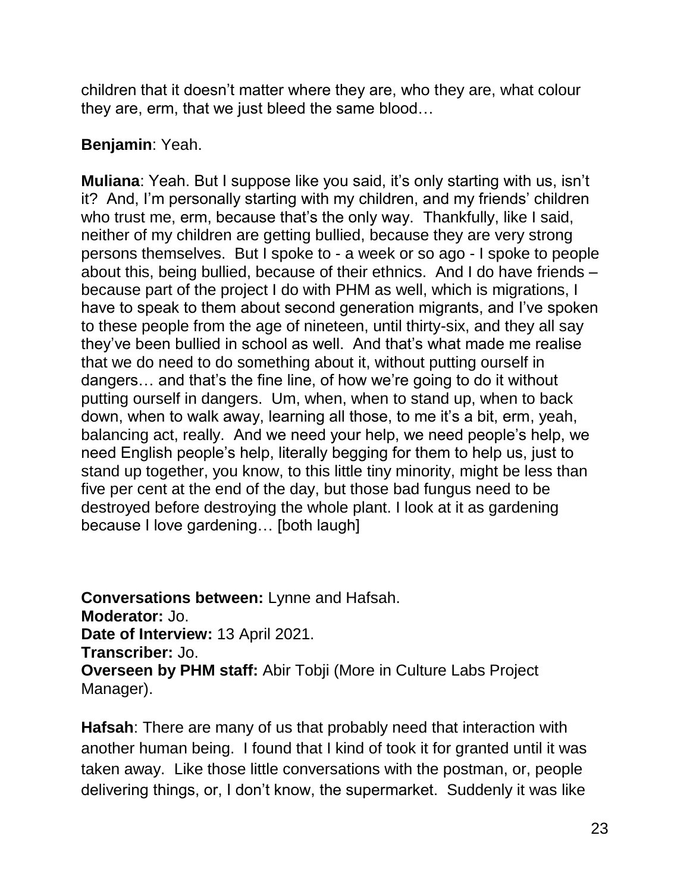children that it doesn't matter where they are, who they are, what colour they are, erm, that we just bleed the same blood…

**Benjamin**: Yeah.

**Muliana**: Yeah. But I suppose like you said, it's only starting with us, isn't it? And, I'm personally starting with my children, and my friends' children who trust me, erm, because that's the only way. Thankfully, like I said, neither of my children are getting bullied, because they are very strong persons themselves. But I spoke to - a week or so ago - I spoke to people about this, being bullied, because of their ethnics. And I do have friends – because part of the project I do with PHM as well, which is migrations, I have to speak to them about second generation migrants, and I've spoken to these people from the age of nineteen, until thirty-six, and they all say they've been bullied in school as well. And that's what made me realise that we do need to do something about it, without putting ourself in dangers… and that's the fine line, of how we're going to do it without putting ourself in dangers. Um, when, when to stand up, when to back down, when to walk away, learning all those, to me it's a bit, erm, yeah, balancing act, really. And we need your help, we need people's help, we need English people's help, literally begging for them to help us, just to stand up together, you know, to this little tiny minority, might be less than five per cent at the end of the day, but those bad fungus need to be destroyed before destroying the whole plant. I look at it as gardening because I love gardening… [both laugh]

**Conversations between:** Lynne and Hafsah.
**Moderator:** Jo.
**Date of Interview:** 13 April 2021.
**Transcriber:** Jo.
**Overseen by PHM staff:** Abir Tobji (More in Culture Labs Project Manager).

**Hafsah**: There are many of us that probably need that interaction with another human being. I found that I kind of took it for granted until it was taken away. Like those little conversations with the postman, or, people delivering things, or, I don't know, the supermarket. Suddenly it was like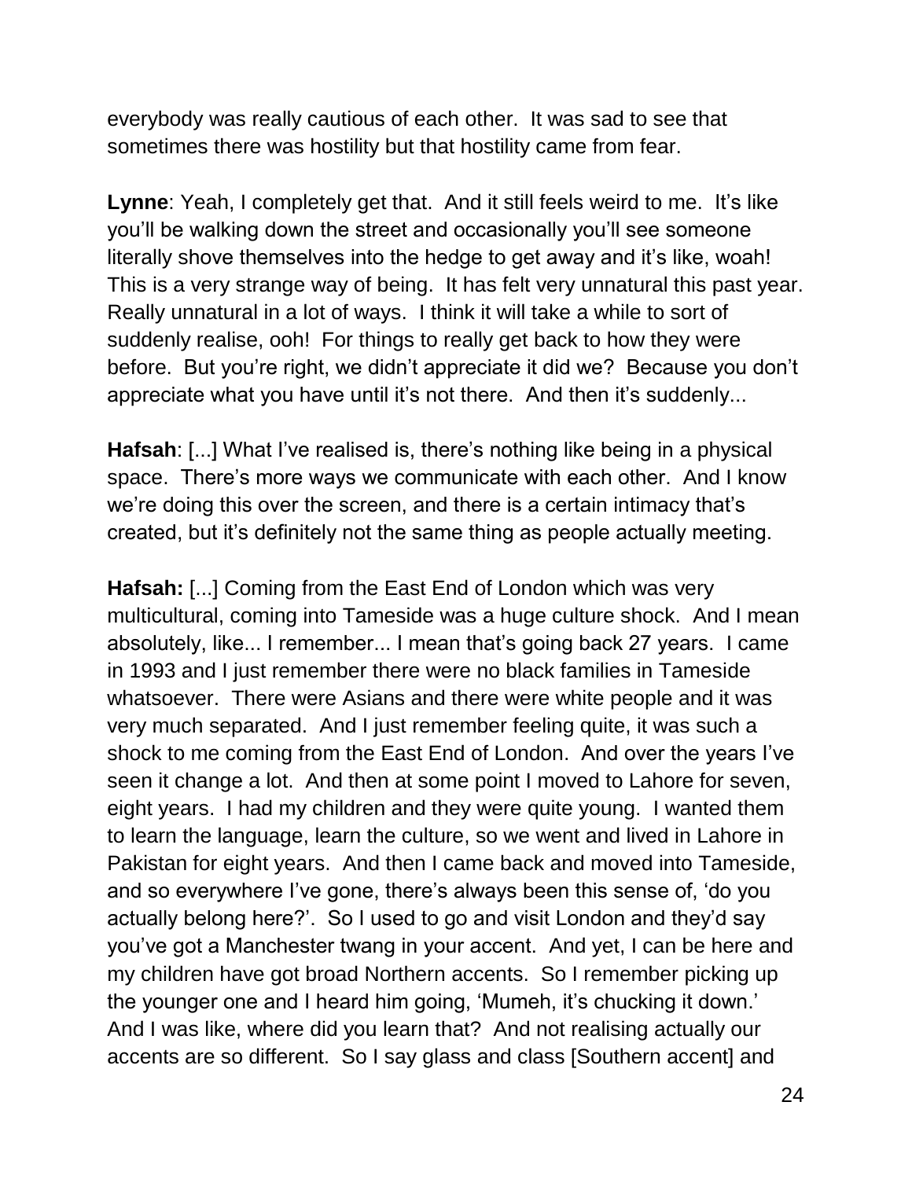everybody was really cautious of each other. It was sad to see that sometimes there was hostility but that hostility came from fear.

**Lynne**: Yeah, I completely get that. And it still feels weird to me. It's like you'll be walking down the street and occasionally you'll see someone literally shove themselves into the hedge to get away and it's like, woah! This is a very strange way of being. It has felt very unnatural this past year. Really unnatural in a lot of ways. I think it will take a while to sort of suddenly realise, ooh! For things to really get back to how they were before. But you're right, we didn't appreciate it did we? Because you don't appreciate what you have until it's not there. And then it's suddenly...

**Hafsah**: [...] What I've realised is, there's nothing like being in a physical space. There's more ways we communicate with each other. And I know we're doing this over the screen, and there is a certain intimacy that's created, but it's definitely not the same thing as people actually meeting.

**Hafsah:** [...] Coming from the East End of London which was very multicultural, coming into Tameside was a huge culture shock. And I mean absolutely, like... I remember... I mean that's going back 27 years. I came in 1993 and I just remember there were no black families in Tameside whatsoever. There were Asians and there were white people and it was very much separated. And I just remember feeling quite, it was such a shock to me coming from the East End of London. And over the years I've seen it change a lot. And then at some point I moved to Lahore for seven, eight years. I had my children and they were quite young. I wanted them to learn the language, learn the culture, so we went and lived in Lahore in Pakistan for eight years. And then I came back and moved into Tameside, and so everywhere I've gone, there's always been this sense of, 'do you actually belong here?'. So I used to go and visit London and they'd say you've got a Manchester twang in your accent. And yet, I can be here and my children have got broad Northern accents. So I remember picking up the younger one and I heard him going, 'Mumeh, it's chucking it down.' And I was like, where did you learn that? And not realising actually our accents are so different. So I say glass and class [Southern accent] and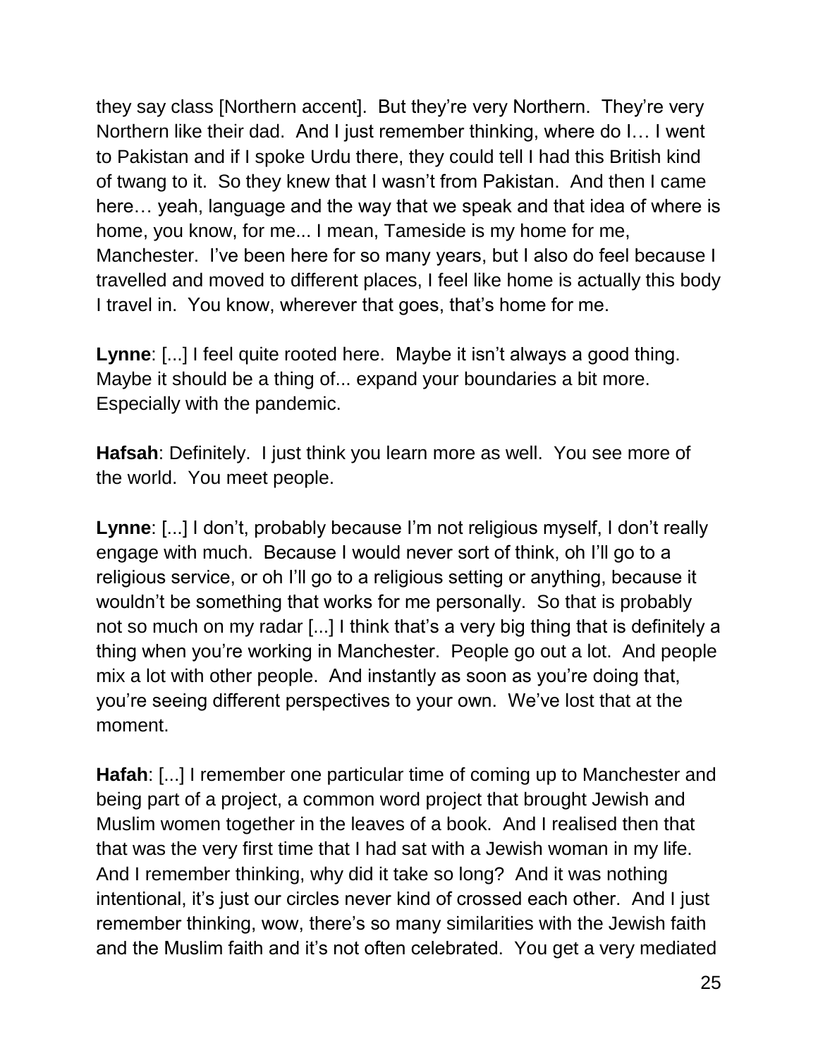they say class [Northern accent]. But they're very Northern. They're very Northern like their dad. And I just remember thinking, where do I… I went to Pakistan and if I spoke Urdu there, they could tell I had this British kind of twang to it. So they knew that I wasn't from Pakistan. And then I came here… yeah, language and the way that we speak and that idea of where is home, you know, for me... I mean, Tameside is my home for me, Manchester. I've been here for so many years, but I also do feel because I travelled and moved to different places, I feel like home is actually this body I travel in. You know, wherever that goes, that's home for me.

**Lynne**: [...] I feel quite rooted here. Maybe it isn't always a good thing. Maybe it should be a thing of... expand your boundaries a bit more. Especially with the pandemic.

**Hafsah**: Definitely. I just think you learn more as well. You see more of the world. You meet people.

**Lynne**: [...] I don't, probably because I'm not religious myself, I don't really engage with much. Because I would never sort of think, oh I'll go to a religious service, or oh I'll go to a religious setting or anything, because it wouldn't be something that works for me personally. So that is probably not so much on my radar [...] I think that's a very big thing that is definitely a thing when you're working in Manchester. People go out a lot. And people mix a lot with other people. And instantly as soon as you're doing that, you're seeing different perspectives to your own. We've lost that at the moment.

**Hafah**: [...] I remember one particular time of coming up to Manchester and being part of a project, a common word project that brought Jewish and Muslim women together in the leaves of a book. And I realised then that that was the very first time that I had sat with a Jewish woman in my life. And I remember thinking, why did it take so long? And it was nothing intentional, it's just our circles never kind of crossed each other. And I just remember thinking, wow, there's so many similarities with the Jewish faith and the Muslim faith and it's not often celebrated. You get a very mediated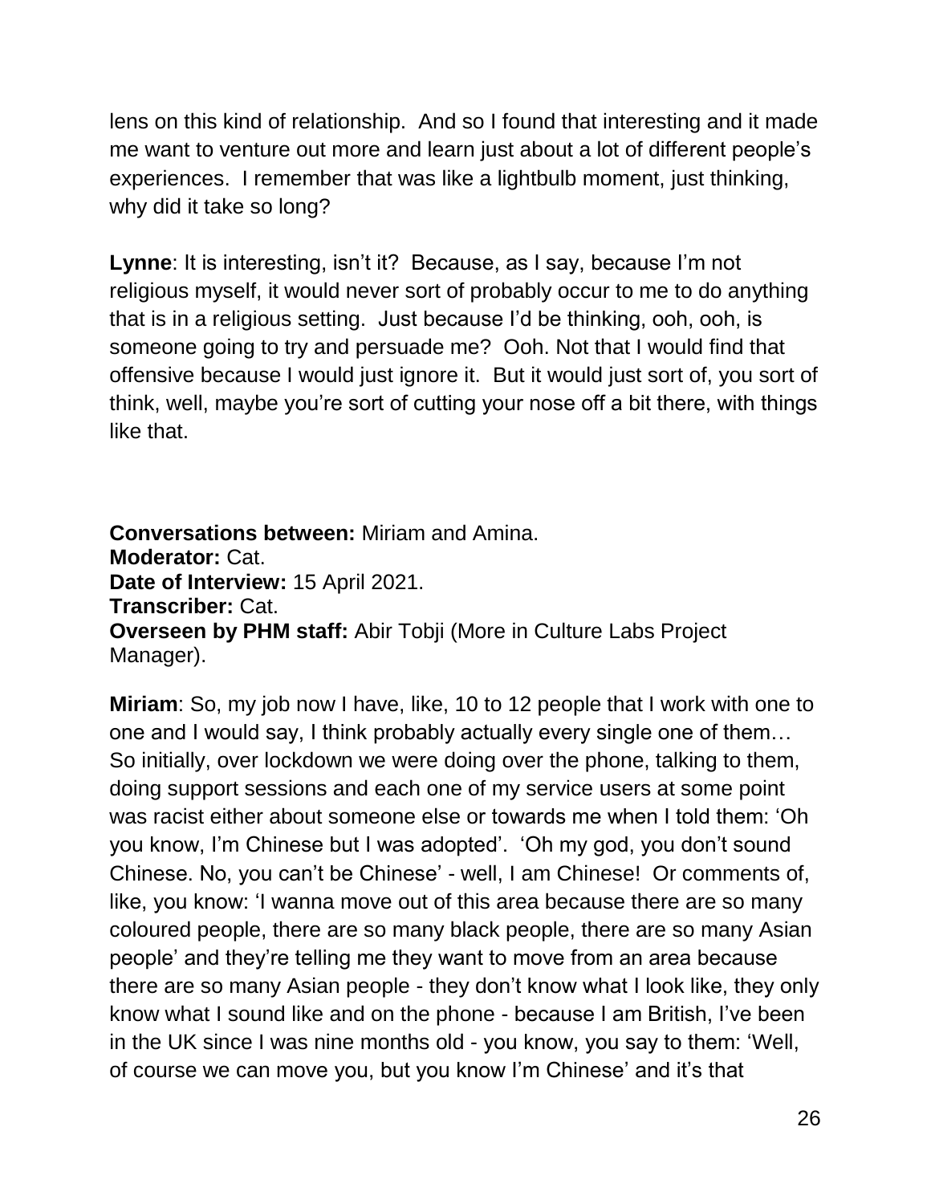lens on this kind of relationship. And so I found that interesting and it made me want to venture out more and learn just about a lot of different people's experiences. I remember that was like a lightbulb moment, just thinking, why did it take so long?

**Lynne**: It is interesting, isn't it? Because, as I say, because I'm not religious myself, it would never sort of probably occur to me to do anything that is in a religious setting. Just because I'd be thinking, ooh, ooh, is someone going to try and persuade me? Ooh. Not that I would find that offensive because I would just ignore it. But it would just sort of, you sort of think, well, maybe you're sort of cutting your nose off a bit there, with things like that.

**Conversations between:** Miriam and Amina.
**Moderator:** Cat.
**Date of Interview:** 15 April 2021.
**Transcriber:** Cat.
**Overseen by PHM staff:** Abir Tobji (More in Culture Labs Project Manager).

**Miriam**: So, my job now I have, like, 10 to 12 people that I work with one to one and I would say, I think probably actually every single one of them… So initially, over lockdown we were doing over the phone, talking to them, doing support sessions and each one of my service users at some point was racist either about someone else or towards me when I told them: 'Oh you know, I'm Chinese but I was adopted'. 'Oh my god, you don't sound Chinese. No, you can't be Chinese' - well, I am Chinese! Or comments of, like, you know: 'I wanna move out of this area because there are so many coloured people, there are so many black people, there are so many Asian people' and they're telling me they want to move from an area because there are so many Asian people - they don't know what I look like, they only know what I sound like and on the phone - because I am British, I've been in the UK since I was nine months old - you know, you say to them: 'Well, of course we can move you, but you know I'm Chinese' and it's that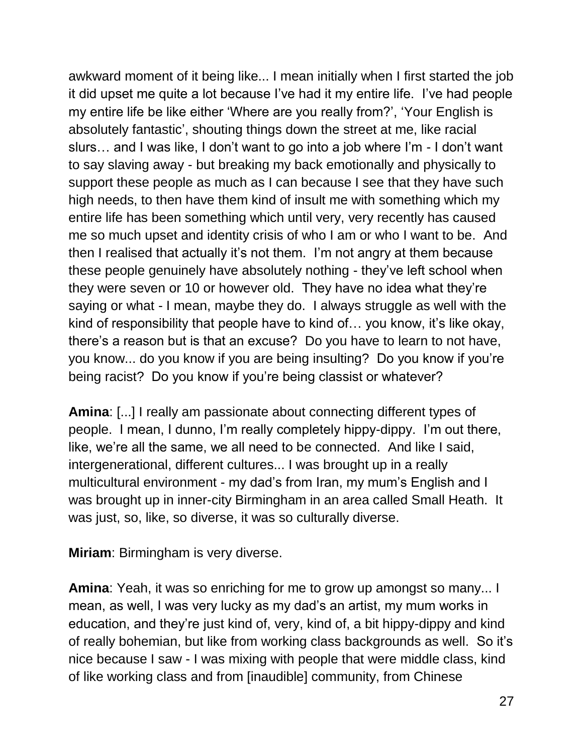awkward moment of it being like... I mean initially when I first started the job it did upset me quite a lot because I've had it my entire life. I've had people my entire life be like either 'Where are you really from?', 'Your English is absolutely fantastic', shouting things down the street at me, like racial slurs… and I was like, I don't want to go into a job where I'm - I don't want to say slaving away - but breaking my back emotionally and physically to support these people as much as I can because I see that they have such high needs, to then have them kind of insult me with something which my entire life has been something which until very, very recently has caused me so much upset and identity crisis of who I am or who I want to be. And then I realised that actually it's not them. I'm not angry at them because these people genuinely have absolutely nothing - they've left school when they were seven or 10 or however old. They have no idea what they're saying or what - I mean, maybe they do. I always struggle as well with the kind of responsibility that people have to kind of… you know, it's like okay, there's a reason but is that an excuse? Do you have to learn to not have, you know... do you know if you are being insulting? Do you know if you're being racist? Do you know if you're being classist or whatever?

**Amina**: [...] I really am passionate about connecting different types of people. I mean, I dunno, I'm really completely hippy-dippy. I'm out there, like, we're all the same, we all need to be connected. And like I said, intergenerational, different cultures... I was brought up in a really multicultural environment - my dad's from Iran, my mum's English and I was brought up in inner-city Birmingham in an area called Small Heath. It was just, so, like, so diverse, it was so culturally diverse.

**Miriam**: Birmingham is very diverse.

**Amina**: Yeah, it was so enriching for me to grow up amongst so many... I mean, as well, I was very lucky as my dad's an artist, my mum works in education, and they're just kind of, very, kind of, a bit hippy-dippy and kind of really bohemian, but like from working class backgrounds as well. So it's nice because I saw - I was mixing with people that were middle class, kind of like working class and from [inaudible] community, from Chinese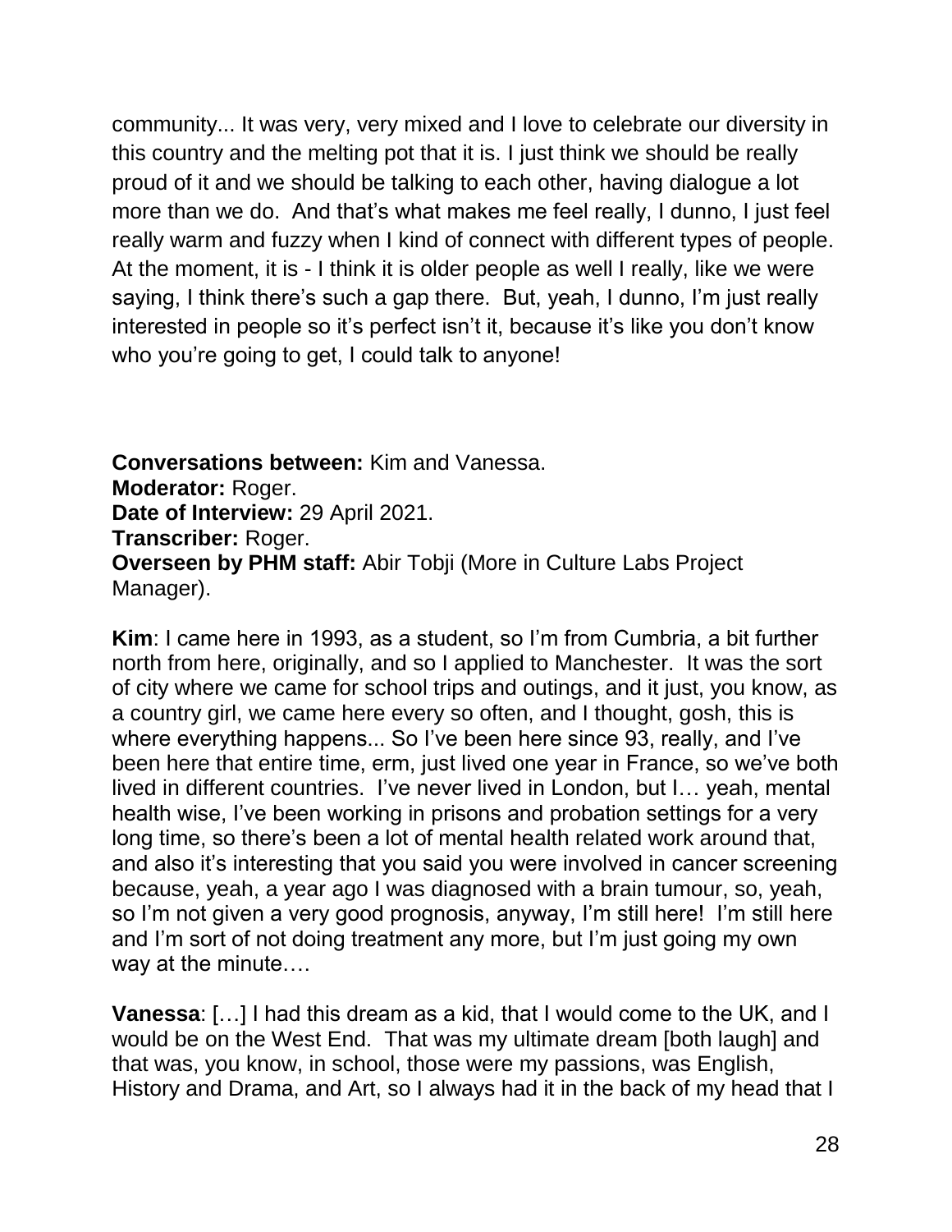community... It was very, very mixed and I love to celebrate our diversity in this country and the melting pot that it is. I just think we should be really proud of it and we should be talking to each other, having dialogue a lot more than we do. And that's what makes me feel really, I dunno, I just feel really warm and fuzzy when I kind of connect with different types of people. At the moment, it is - I think it is older people as well I really, like we were saying, I think there's such a gap there. But, yeah, I dunno, I'm just really interested in people so it's perfect isn't it, because it's like you don't know who you're going to get, I could talk to anyone!

**Conversations between:** Kim and Vanessa.
**Moderator:** Roger.
**Date of Interview:** 29 April 2021.
**Transcriber:** Roger.
**Overseen by PHM staff:** Abir Tobji (More in Culture Labs Project Manager).

**Kim**: I came here in 1993, as a student, so I'm from Cumbria, a bit further north from here, originally, and so I applied to Manchester. It was the sort of city where we came for school trips and outings, and it just, you know, as a country girl, we came here every so often, and I thought, gosh, this is where everything happens... So I've been here since 93, really, and I've been here that entire time, erm, just lived one year in France, so we've both lived in different countries. I've never lived in London, but I… yeah, mental health wise, I've been working in prisons and probation settings for a very long time, so there's been a lot of mental health related work around that, and also it's interesting that you said you were involved in cancer screening because, yeah, a year ago I was diagnosed with a brain tumour, so, yeah, so I'm not given a very good prognosis, anyway, I'm still here! I'm still here and I'm sort of not doing treatment any more, but I'm just going my own way at the minute….

**Vanessa**: […] I had this dream as a kid, that I would come to the UK, and I would be on the West End. That was my ultimate dream [both laugh] and that was, you know, in school, those were my passions, was English, History and Drama, and Art, so I always had it in the back of my head that I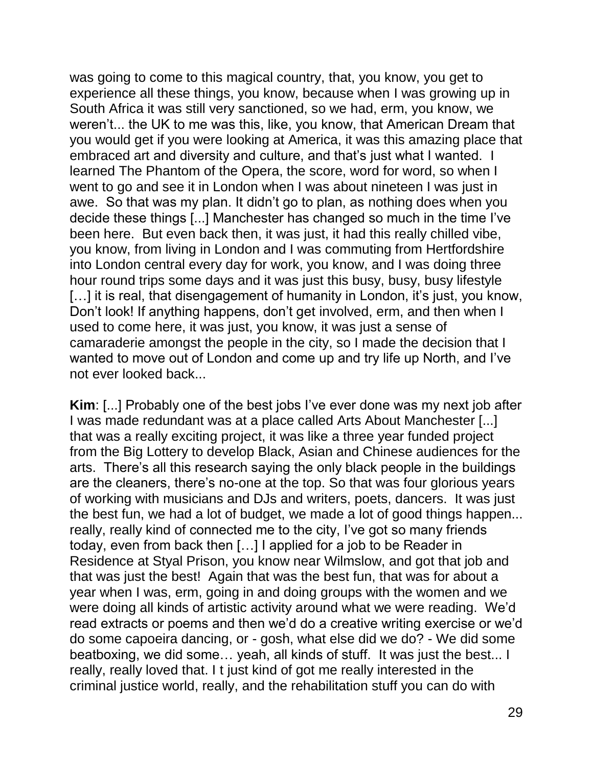was going to come to this magical country, that, you know, you get to experience all these things, you know, because when I was growing up in South Africa it was still very sanctioned, so we had, erm, you know, we weren't... the UK to me was this, like, you know, that American Dream that you would get if you were looking at America, it was this amazing place that embraced art and diversity and culture, and that's just what I wanted. I learned The Phantom of the Opera, the score, word for word, so when I went to go and see it in London when I was about nineteen I was just in awe. So that was my plan. It didn't go to plan, as nothing does when you decide these things [...] Manchester has changed so much in the time I've been here. But even back then, it was just, it had this really chilled vibe, you know, from living in London and I was commuting from Hertfordshire into London central every day for work, you know, and I was doing three hour round trips some days and it was just this busy, busy, busy lifestyle […] it is real, that disengagement of humanity in London, it's just, you know, Don't look! If anything happens, don't get involved, erm, and then when I used to come here, it was just, you know, it was just a sense of camaraderie amongst the people in the city, so I made the decision that I wanted to move out of London and come up and try life up North, and I've not ever looked back...

**Kim**: [...] Probably one of the best jobs I've ever done was my next job after I was made redundant was at a place called Arts About Manchester [...] that was a really exciting project, it was like a three year funded project from the Big Lottery to develop Black, Asian and Chinese audiences for the arts. There's all this research saying the only black people in the buildings are the cleaners, there's no-one at the top. So that was four glorious years of working with musicians and DJs and writers, poets, dancers. It was just the best fun, we had a lot of budget, we made a lot of good things happen... really, really kind of connected me to the city, I've got so many friends today, even from back then […] I applied for a job to be Reader in Residence at Styal Prison, you know near Wilmslow, and got that job and that was just the best! Again that was the best fun, that was for about a year when I was, erm, going in and doing groups with the women and we were doing all kinds of artistic activity around what we were reading. We'd read extracts or poems and then we'd do a creative writing exercise or we'd do some capoeira dancing, or - gosh, what else did we do? - We did some beatboxing, we did some… yeah, all kinds of stuff. It was just the best... I really, really loved that. I t just kind of got me really interested in the criminal justice world, really, and the rehabilitation stuff you can do with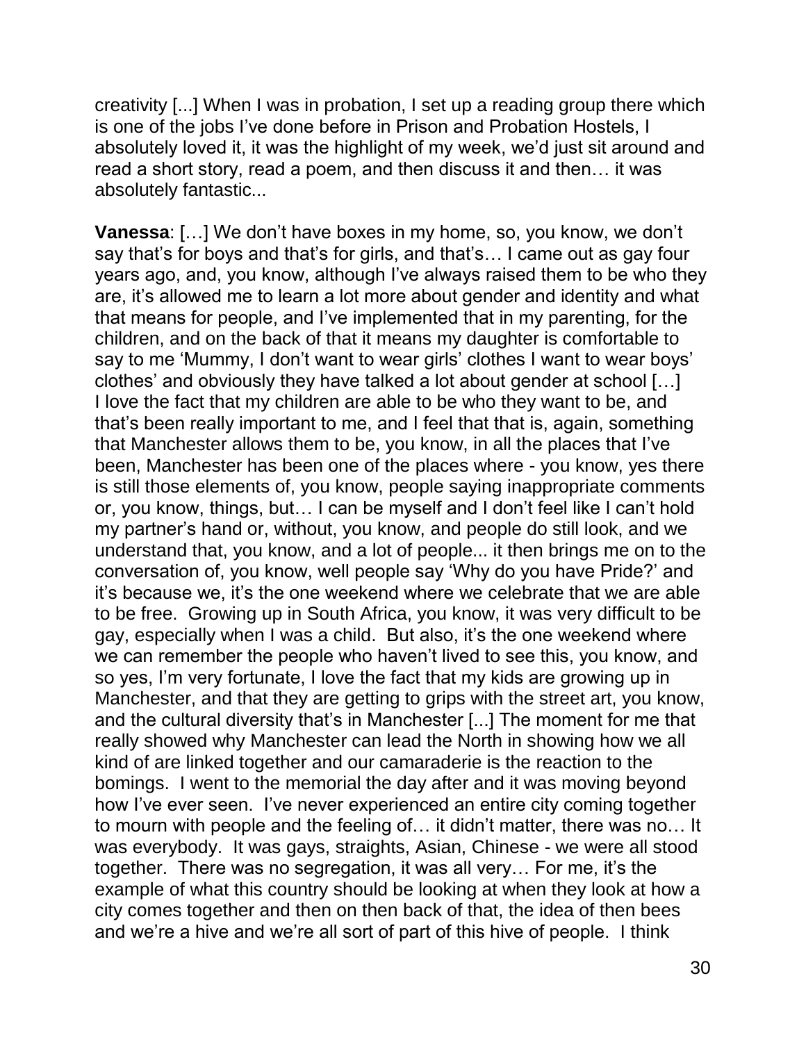creativity [...] When I was in probation, I set up a reading group there which is one of the jobs I've done before in Prison and Probation Hostels, I absolutely loved it, it was the highlight of my week, we'd just sit around and read a short story, read a poem, and then discuss it and then… it was absolutely fantastic...

**Vanessa**: […] We don't have boxes in my home, so, you know, we don't say that's for boys and that's for girls, and that's… I came out as gay four years ago, and, you know, although I've always raised them to be who they are, it's allowed me to learn a lot more about gender and identity and what that means for people, and I've implemented that in my parenting, for the children, and on the back of that it means my daughter is comfortable to say to me 'Mummy, I don't want to wear girls' clothes I want to wear boys' clothes' and obviously they have talked a lot about gender at school […] I love the fact that my children are able to be who they want to be, and that's been really important to me, and I feel that that is, again, something that Manchester allows them to be, you know, in all the places that I've been, Manchester has been one of the places where - you know, yes there is still those elements of, you know, people saying inappropriate comments or, you know, things, but… I can be myself and I don't feel like I can't hold my partner's hand or, without, you know, and people do still look, and we understand that, you know, and a lot of people... it then brings me on to the conversation of, you know, well people say 'Why do you have Pride?' and it's because we, it's the one weekend where we celebrate that we are able to be free. Growing up in South Africa, you know, it was very difficult to be gay, especially when I was a child. But also, it's the one weekend where we can remember the people who haven't lived to see this, you know, and so yes, I'm very fortunate, I love the fact that my kids are growing up in Manchester, and that they are getting to grips with the street art, you know, and the cultural diversity that's in Manchester [...] The moment for me that really showed why Manchester can lead the North in showing how we all kind of are linked together and our camaraderie is the reaction to the bomings. I went to the memorial the day after and it was moving beyond how I've ever seen. I've never experienced an entire city coming together to mourn with people and the feeling of… it didn't matter, there was no… It was everybody. It was gays, straights, Asian, Chinese - we were all stood together. There was no segregation, it was all very… For me, it's the example of what this country should be looking at when they look at how a city comes together and then on then back of that, the idea of then bees and we're a hive and we're all sort of part of this hive of people. I think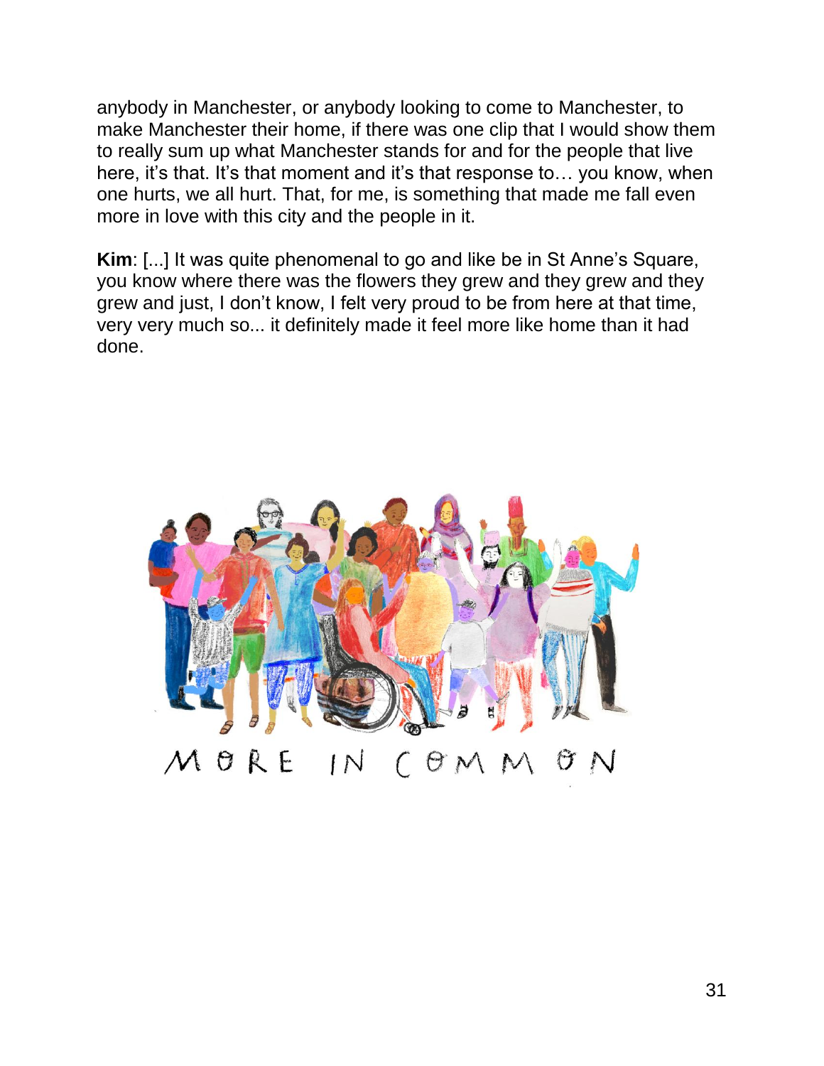anybody in Manchester, or anybody looking to come to Manchester, to make Manchester their home, if there was one clip that I would show them to really sum up what Manchester stands for and for the people that live here, it's that. It's that moment and it's that response to… you know, when one hurts, we all hurt. That, for me, is something that made me fall even more in love with this city and the people in it.

**Kim**: [...] It was quite phenomenal to go and like be in St Anne's Square, you know where there was the flowers they grew and they grew and they grew and just, I don't know, I felt very proud to be from here at that time, very very much so... it definitely made it feel more like home than it had done.